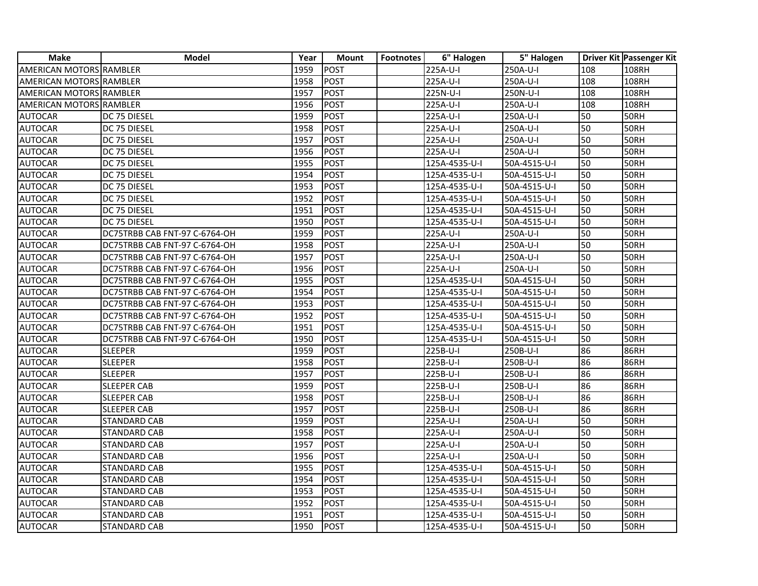| Make | Model | Year | Mount | Footnotes | 6" Halogen | 5" Halogen | Driver Kit | Passenger Kit |
|---|---|---|---|---|---|---|---|---|
| AMERICAN MOTORS | RAMBLER | 1959 | POST | | 225A-U-I | 250A-U-I | 108 | 108RH |
| AMERICAN MOTORS | RAMBLER | 1958 | POST | | 225A-U-I | 250A-U-I | 108 | 108RH |
| AMERICAN MOTORS | RAMBLER | 1957 | POST | | 225N-U-I | 250N-U-I | 108 | 108RH |
| AMERICAN MOTORS | RAMBLER | 1956 | POST | | 225A-U-I | 250A-U-I | 108 | 108RH |
| AUTOCAR | DC 75 DIESEL | 1959 | POST | | 225A-U-I | 250A-U-I | 50 | 50RH |
| AUTOCAR | DC 75 DIESEL | 1958 | POST | | 225A-U-I | 250A-U-I | 50 | 50RH |
| AUTOCAR | DC 75 DIESEL | 1957 | POST | | 225A-U-I | 250A-U-I | 50 | 50RH |
| AUTOCAR | DC 75 DIESEL | 1956 | POST | | 225A-U-I | 250A-U-I | 50 | 50RH |
| AUTOCAR | DC 75 DIESEL | 1955 | POST | | 125A-4535-U-I | 50A-4515-U-I | 50 | 50RH |
| AUTOCAR | DC 75 DIESEL | 1954 | POST | | 125A-4535-U-I | 50A-4515-U-I | 50 | 50RH |
| AUTOCAR | DC 75 DIESEL | 1953 | POST | | 125A-4535-U-I | 50A-4515-U-I | 50 | 50RH |
| AUTOCAR | DC 75 DIESEL | 1952 | POST | | 125A-4535-U-I | 50A-4515-U-I | 50 | 50RH |
| AUTOCAR | DC 75 DIESEL | 1951 | POST | | 125A-4535-U-I | 50A-4515-U-I | 50 | 50RH |
| AUTOCAR | DC 75 DIESEL | 1950 | POST | | 125A-4535-U-I | 50A-4515-U-I | 50 | 50RH |
| AUTOCAR | DC75TRBB CAB FNT-97 C-6764-OH | 1959 | POST | | 225A-U-I | 250A-U-I | 50 | 50RH |
| AUTOCAR | DC75TRBB CAB FNT-97 C-6764-OH | 1958 | POST | | 225A-U-I | 250A-U-I | 50 | 50RH |
| AUTOCAR | DC75TRBB CAB FNT-97 C-6764-OH | 1957 | POST | | 225A-U-I | 250A-U-I | 50 | 50RH |
| AUTOCAR | DC75TRBB CAB FNT-97 C-6764-OH | 1956 | POST | | 225A-U-I | 250A-U-I | 50 | 50RH |
| AUTOCAR | DC75TRBB CAB FNT-97 C-6764-OH | 1955 | POST | | 125A-4535-U-I | 50A-4515-U-I | 50 | 50RH |
| AUTOCAR | DC75TRBB CAB FNT-97 C-6764-OH | 1954 | POST | | 125A-4535-U-I | 50A-4515-U-I | 50 | 50RH |
| AUTOCAR | DC75TRBB CAB FNT-97 C-6764-OH | 1953 | POST | | 125A-4535-U-I | 50A-4515-U-I | 50 | 50RH |
| AUTOCAR | DC75TRBB CAB FNT-97 C-6764-OH | 1952 | POST | | 125A-4535-U-I | 50A-4515-U-I | 50 | 50RH |
| AUTOCAR | DC75TRBB CAB FNT-97 C-6764-OH | 1951 | POST | | 125A-4535-U-I | 50A-4515-U-I | 50 | 50RH |
| AUTOCAR | DC75TRBB CAB FNT-97 C-6764-OH | 1950 | POST | | 125A-4535-U-I | 50A-4515-U-I | 50 | 50RH |
| AUTOCAR | SLEEPER | 1959 | POST | | 225B-U-I | 250B-U-I | 86 | 86RH |
| AUTOCAR | SLEEPER | 1958 | POST | | 225B-U-I | 250B-U-I | 86 | 86RH |
| AUTOCAR | SLEEPER | 1957 | POST | | 225B-U-I | 250B-U-I | 86 | 86RH |
| AUTOCAR | SLEEPER CAB | 1959 | POST | | 225B-U-I | 250B-U-I | 86 | 86RH |
| AUTOCAR | SLEEPER CAB | 1958 | POST | | 225B-U-I | 250B-U-I | 86 | 86RH |
| AUTOCAR | SLEEPER CAB | 1957 | POST | | 225B-U-I | 250B-U-I | 86 | 86RH |
| AUTOCAR | STANDARD CAB | 1959 | POST | | 225A-U-I | 250A-U-I | 50 | 50RH |
| AUTOCAR | STANDARD CAB | 1958 | POST | | 225A-U-I | 250A-U-I | 50 | 50RH |
| AUTOCAR | STANDARD CAB | 1957 | POST | | 225A-U-I | 250A-U-I | 50 | 50RH |
| AUTOCAR | STANDARD CAB | 1956 | POST | | 225A-U-I | 250A-U-I | 50 | 50RH |
| AUTOCAR | STANDARD CAB | 1955 | POST | | 125A-4535-U-I | 50A-4515-U-I | 50 | 50RH |
| AUTOCAR | STANDARD CAB | 1954 | POST | | 125A-4535-U-I | 50A-4515-U-I | 50 | 50RH |
| AUTOCAR | STANDARD CAB | 1953 | POST | | 125A-4535-U-I | 50A-4515-U-I | 50 | 50RH |
| AUTOCAR | STANDARD CAB | 1952 | POST | | 125A-4535-U-I | 50A-4515-U-I | 50 | 50RH |
| AUTOCAR | STANDARD CAB | 1951 | POST | | 125A-4535-U-I | 50A-4515-U-I | 50 | 50RH |
| AUTOCAR | STANDARD CAB | 1950 | POST | | 125A-4535-U-I | 50A-4515-U-I | 50 | 50RH |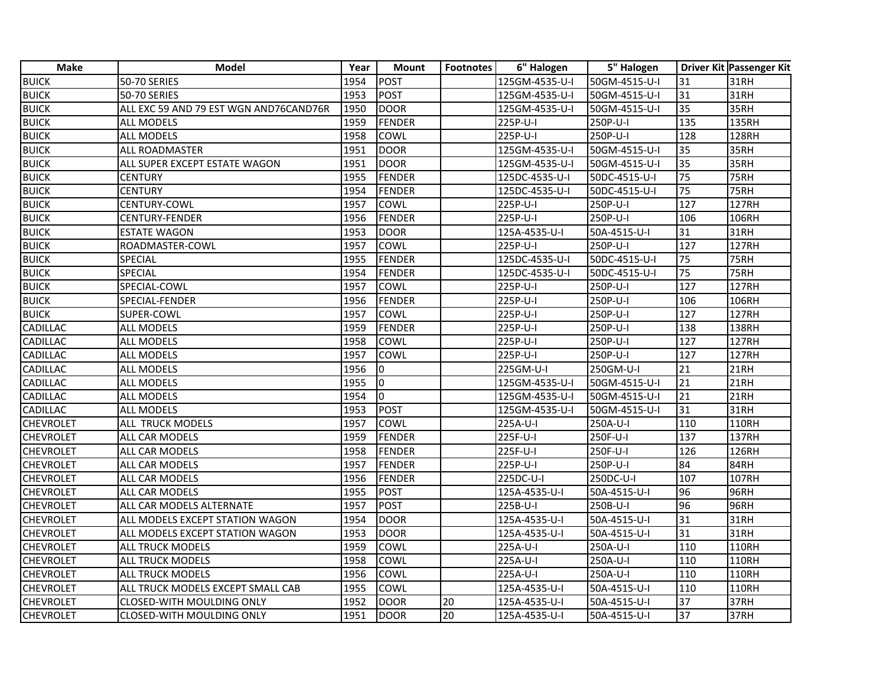| Make | Model | Year | Mount | Footnotes | 6" Halogen | 5" Halogen | Driver Kit | Passenger Kit |
|---|---|---|---|---|---|---|---|---|
| BUICK | 50-70 SERIES | 1954 | POST | | 125GM-4535-U-I | 50GM-4515-U-I | 31 | 31RH |
| BUICK | 50-70 SERIES | 1953 | POST | | 125GM-4535-U-I | 50GM-4515-U-I | 31 | 31RH |
| BUICK | ALL EXC 59 AND 79 EST WGN AND76CAND76R | 1950 | DOOR | | 125GM-4535-U-I | 50GM-4515-U-I | 35 | 35RH |
| BUICK | ALL MODELS | 1959 | FENDER | | 225P-U-I | 250P-U-I | 135 | 135RH |
| BUICK | ALL MODELS | 1958 | COWL | | 225P-U-I | 250P-U-I | 128 | 128RH |
| BUICK | ALL ROADMASTER | 1951 | DOOR | | 125GM-4535-U-I | 50GM-4515-U-I | 35 | 35RH |
| BUICK | ALL SUPER EXCEPT ESTATE WAGON | 1951 | DOOR | | 125GM-4535-U-I | 50GM-4515-U-I | 35 | 35RH |
| BUICK | CENTURY | 1955 | FENDER | | 125DC-4535-U-I | 50DC-4515-U-I | 75 | 75RH |
| BUICK | CENTURY | 1954 | FENDER | | 125DC-4535-U-I | 50DC-4515-U-I | 75 | 75RH |
| BUICK | CENTURY-COWL | 1957 | COWL | | 225P-U-I | 250P-U-I | 127 | 127RH |
| BUICK | CENTURY-FENDER | 1956 | FENDER | | 225P-U-I | 250P-U-I | 106 | 106RH |
| BUICK | ESTATE WAGON | 1953 | DOOR | | 125A-4535-U-I | 50A-4515-U-I | 31 | 31RH |
| BUICK | ROADMASTER-COWL | 1957 | COWL | | 225P-U-I | 250P-U-I | 127 | 127RH |
| BUICK | SPECIAL | 1955 | FENDER | | 125DC-4535-U-I | 50DC-4515-U-I | 75 | 75RH |
| BUICK | SPECIAL | 1954 | FENDER | | 125DC-4535-U-I | 50DC-4515-U-I | 75 | 75RH |
| BUICK | SPECIAL-COWL | 1957 | COWL | | 225P-U-I | 250P-U-I | 127 | 127RH |
| BUICK | SPECIAL-FENDER | 1956 | FENDER | | 225P-U-I | 250P-U-I | 106 | 106RH |
| BUICK | SUPER-COWL | 1957 | COWL | | 225P-U-I | 250P-U-I | 127 | 127RH |
| CADILLAC | ALL MODELS | 1959 | FENDER | | 225P-U-I | 250P-U-I | 138 | 138RH |
| CADILLAC | ALL MODELS | 1958 | COWL | | 225P-U-I | 250P-U-I | 127 | 127RH |
| CADILLAC | ALL MODELS | 1957 | COWL | | 225P-U-I | 250P-U-I | 127 | 127RH |
| CADILLAC | ALL MODELS | 1956 | 0 | | 225GM-U-I | 250GM-U-I | 21 | 21RH |
| CADILLAC | ALL MODELS | 1955 | 0 | | 125GM-4535-U-I | 50GM-4515-U-I | 21 | 21RH |
| CADILLAC | ALL MODELS | 1954 | 0 | | 125GM-4535-U-I | 50GM-4515-U-I | 21 | 21RH |
| CADILLAC | ALL MODELS | 1953 | POST | | 125GM-4535-U-I | 50GM-4515-U-I | 31 | 31RH |
| CHEVROLET | ALL TRUCK MODELS | 1957 | COWL | | 225A-U-I | 250A-U-I | 110 | 110RH |
| CHEVROLET | ALL CAR MODELS | 1959 | FENDER | | 225F-U-I | 250F-U-I | 137 | 137RH |
| CHEVROLET | ALL CAR MODELS | 1958 | FENDER | | 225F-U-I | 250F-U-I | 126 | 126RH |
| CHEVROLET | ALL CAR MODELS | 1957 | FENDER | | 225P-U-I | 250P-U-I | 84 | 84RH |
| CHEVROLET | ALL CAR MODELS | 1956 | FENDER | | 225DC-U-I | 250DC-U-I | 107 | 107RH |
| CHEVROLET | ALL CAR MODELS | 1955 | POST | | 125A-4535-U-I | 50A-4515-U-I | 96 | 96RH |
| CHEVROLET | ALL CAR MODELS ALTERNATE | 1957 | POST | | 225B-U-I | 250B-U-I | 96 | 96RH |
| CHEVROLET | ALL MODELS EXCEPT STATION WAGON | 1954 | DOOR | | 125A-4535-U-I | 50A-4515-U-I | 31 | 31RH |
| CHEVROLET | ALL MODELS EXCEPT STATION WAGON | 1953 | DOOR | | 125A-4535-U-I | 50A-4515-U-I | 31 | 31RH |
| CHEVROLET | ALL TRUCK MODELS | 1959 | COWL | | 225A-U-I | 250A-U-I | 110 | 110RH |
| CHEVROLET | ALL TRUCK MODELS | 1958 | COWL | | 225A-U-I | 250A-U-I | 110 | 110RH |
| CHEVROLET | ALL TRUCK MODELS | 1956 | COWL | | 225A-U-I | 250A-U-I | 110 | 110RH |
| CHEVROLET | ALL TRUCK MODELS EXCEPT SMALL CAB | 1955 | COWL | | 125A-4535-U-I | 50A-4515-U-I | 110 | 110RH |
| CHEVROLET | CLOSED-WITH MOULDING ONLY | 1952 | DOOR | 20 | 125A-4535-U-I | 50A-4515-U-I | 37 | 37RH |
| CHEVROLET | CLOSED-WITH MOULDING ONLY | 1951 | DOOR | 20 | 125A-4535-U-I | 50A-4515-U-I | 37 | 37RH |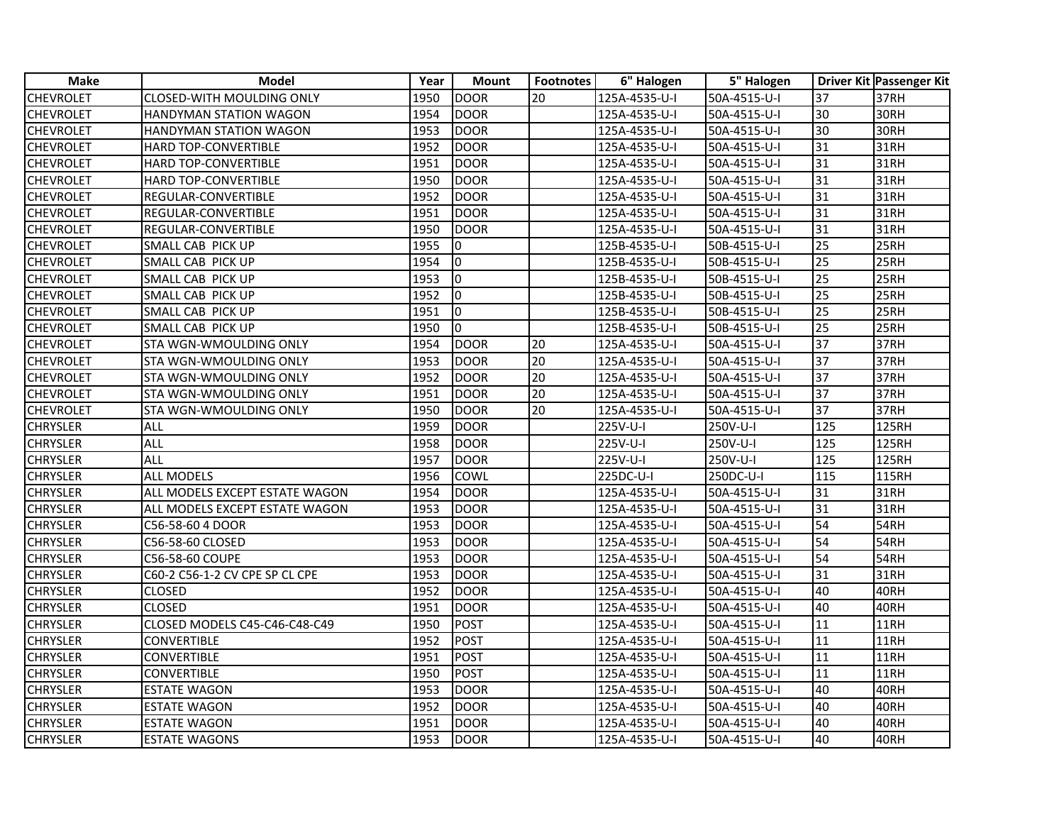| Make | Model | Year | Mount | Footnotes | 6" Halogen | 5" Halogen | Driver Kit | Passenger Kit |
|---|---|---|---|---|---|---|---|---|
| CHEVROLET | CLOSED-WITH MOULDING ONLY | 1950 | DOOR | 20 | 125A-4535-U-I | 50A-4515-U-I | 37 | 37RH |
| CHEVROLET | HANDYMAN STATION WAGON | 1954 | DOOR | | 125A-4535-U-I | 50A-4515-U-I | 30 | 30RH |
| CHEVROLET | HANDYMAN STATION WAGON | 1953 | DOOR | | 125A-4535-U-I | 50A-4515-U-I | 30 | 30RH |
| CHEVROLET | HARD TOP-CONVERTIBLE | 1952 | DOOR | | 125A-4535-U-I | 50A-4515-U-I | 31 | 31RH |
| CHEVROLET | HARD TOP-CONVERTIBLE | 1951 | DOOR | | 125A-4535-U-I | 50A-4515-U-I | 31 | 31RH |
| CHEVROLET | HARD TOP-CONVERTIBLE | 1950 | DOOR | | 125A-4535-U-I | 50A-4515-U-I | 31 | 31RH |
| CHEVROLET | REGULAR-CONVERTIBLE | 1952 | DOOR | | 125A-4535-U-I | 50A-4515-U-I | 31 | 31RH |
| CHEVROLET | REGULAR-CONVERTIBLE | 1951 | DOOR | | 125A-4535-U-I | 50A-4515-U-I | 31 | 31RH |
| CHEVROLET | REGULAR-CONVERTIBLE | 1950 | DOOR | | 125A-4535-U-I | 50A-4515-U-I | 31 | 31RH |
| CHEVROLET | SMALL CAB PICK UP | 1955 | 0 | | 125B-4535-U-I | 50B-4515-U-I | 25 | 25RH |
| CHEVROLET | SMALL CAB PICK UP | 1954 | 0 | | 125B-4535-U-I | 50B-4515-U-I | 25 | 25RH |
| CHEVROLET | SMALL CAB PICK UP | 1953 | 0 | | 125B-4535-U-I | 50B-4515-U-I | 25 | 25RH |
| CHEVROLET | SMALL CAB PICK UP | 1952 | 0 | | 125B-4535-U-I | 50B-4515-U-I | 25 | 25RH |
| CHEVROLET | SMALL CAB PICK UP | 1951 | 0 | | 125B-4535-U-I | 50B-4515-U-I | 25 | 25RH |
| CHEVROLET | SMALL CAB PICK UP | 1950 | 0 | | 125B-4535-U-I | 50B-4515-U-I | 25 | 25RH |
| CHEVROLET | STA WGN-WMOULDING ONLY | 1954 | DOOR | 20 | 125A-4535-U-I | 50A-4515-U-I | 37 | 37RH |
| CHEVROLET | STA WGN-WMOULDING ONLY | 1953 | DOOR | 20 | 125A-4535-U-I | 50A-4515-U-I | 37 | 37RH |
| CHEVROLET | STA WGN-WMOULDING ONLY | 1952 | DOOR | 20 | 125A-4535-U-I | 50A-4515-U-I | 37 | 37RH |
| CHEVROLET | STA WGN-WMOULDING ONLY | 1951 | DOOR | 20 | 125A-4535-U-I | 50A-4515-U-I | 37 | 37RH |
| CHEVROLET | STA WGN-WMOULDING ONLY | 1950 | DOOR | 20 | 125A-4535-U-I | 50A-4515-U-I | 37 | 37RH |
| CHRYSLER | ALL | 1959 | DOOR | | 225V-U-I | 250V-U-I | 125 | 125RH |
| CHRYSLER | ALL | 1958 | DOOR | | 225V-U-I | 250V-U-I | 125 | 125RH |
| CHRYSLER | ALL | 1957 | DOOR | | 225V-U-I | 250V-U-I | 125 | 125RH |
| CHRYSLER | ALL MODELS | 1956 | COWL | | 225DC-U-I | 250DC-U-I | 115 | 115RH |
| CHRYSLER | ALL MODELS EXCEPT ESTATE WAGON | 1954 | DOOR | | 125A-4535-U-I | 50A-4515-U-I | 31 | 31RH |
| CHRYSLER | ALL MODELS EXCEPT ESTATE WAGON | 1953 | DOOR | | 125A-4535-U-I | 50A-4515-U-I | 31 | 31RH |
| CHRYSLER | C56-58-60 4 DOOR | 1953 | DOOR | | 125A-4535-U-I | 50A-4515-U-I | 54 | 54RH |
| CHRYSLER | C56-58-60 CLOSED | 1953 | DOOR | | 125A-4535-U-I | 50A-4515-U-I | 54 | 54RH |
| CHRYSLER | C56-58-60 COUPE | 1953 | DOOR | | 125A-4535-U-I | 50A-4515-U-I | 54 | 54RH |
| CHRYSLER | C60-2 C56-1-2 CV CPE SP CL CPE | 1953 | DOOR | | 125A-4535-U-I | 50A-4515-U-I | 31 | 31RH |
| CHRYSLER | CLOSED | 1952 | DOOR | | 125A-4535-U-I | 50A-4515-U-I | 40 | 40RH |
| CHRYSLER | CLOSED | 1951 | DOOR | | 125A-4535-U-I | 50A-4515-U-I | 40 | 40RH |
| CHRYSLER | CLOSED MODELS C45-C46-C48-C49 | 1950 | POST | | 125A-4535-U-I | 50A-4515-U-I | 11 | 11RH |
| CHRYSLER | CONVERTIBLE | 1952 | POST | | 125A-4535-U-I | 50A-4515-U-I | 11 | 11RH |
| CHRYSLER | CONVERTIBLE | 1951 | POST | | 125A-4535-U-I | 50A-4515-U-I | 11 | 11RH |
| CHRYSLER | CONVERTIBLE | 1950 | POST | | 125A-4535-U-I | 50A-4515-U-I | 11 | 11RH |
| CHRYSLER | ESTATE WAGON | 1953 | DOOR | | 125A-4535-U-I | 50A-4515-U-I | 40 | 40RH |
| CHRYSLER | ESTATE WAGON | 1952 | DOOR | | 125A-4535-U-I | 50A-4515-U-I | 40 | 40RH |
| CHRYSLER | ESTATE WAGON | 1951 | DOOR | | 125A-4535-U-I | 50A-4515-U-I | 40 | 40RH |
| CHRYSLER | ESTATE WAGONS | 1953 | DOOR | | 125A-4535-U-I | 50A-4515-U-I | 40 | 40RH |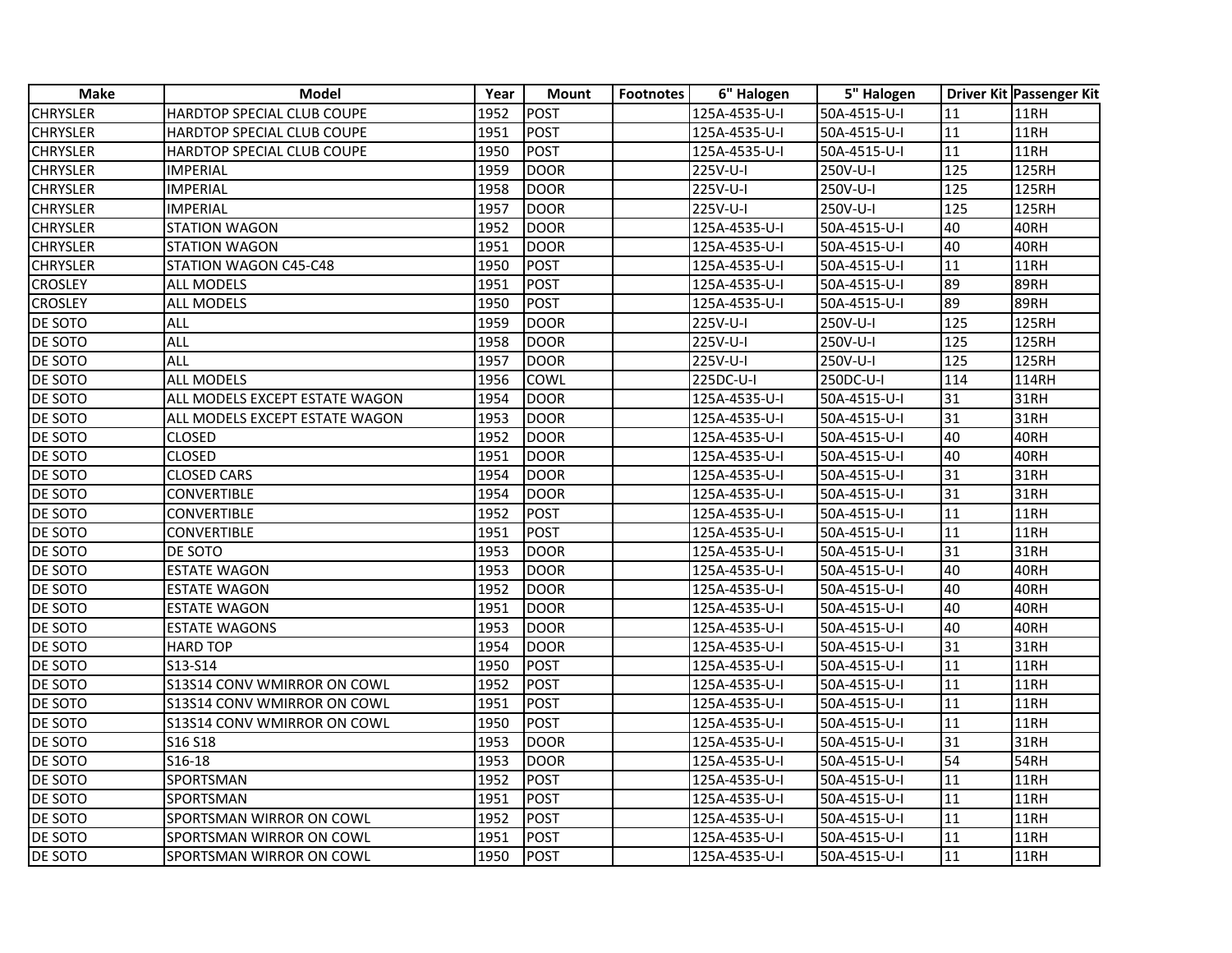| Make | Model | Year | Mount | Footnotes | 6" Halogen | 5" Halogen | Driver Kit | Passenger Kit |
|---|---|---|---|---|---|---|---|---|
| CHRYSLER | HARDTOP SPECIAL CLUB COUPE | 1952 | POST | | 125A-4535-U-I | 50A-4515-U-I | 11 | 11RH |
| CHRYSLER | HARDTOP SPECIAL CLUB COUPE | 1951 | POST | | 125A-4535-U-I | 50A-4515-U-I | 11 | 11RH |
| CHRYSLER | HARDTOP SPECIAL CLUB COUPE | 1950 | POST | | 125A-4535-U-I | 50A-4515-U-I | 11 | 11RH |
| CHRYSLER | IMPERIAL | 1959 | DOOR | | 225V-U-I | 250V-U-I | 125 | 125RH |
| CHRYSLER | IMPERIAL | 1958 | DOOR | | 225V-U-I | 250V-U-I | 125 | 125RH |
| CHRYSLER | IMPERIAL | 1957 | DOOR | | 225V-U-I | 250V-U-I | 125 | 125RH |
| CHRYSLER | STATION WAGON | 1952 | DOOR | | 125A-4535-U-I | 50A-4515-U-I | 40 | 40RH |
| CHRYSLER | STATION WAGON | 1951 | DOOR | | 125A-4535-U-I | 50A-4515-U-I | 40 | 40RH |
| CHRYSLER | STATION WAGON C45-C48 | 1950 | POST | | 125A-4535-U-I | 50A-4515-U-I | 11 | 11RH |
| CROSLEY | ALL MODELS | 1951 | POST | | 125A-4535-U-I | 50A-4515-U-I | 89 | 89RH |
| CROSLEY | ALL MODELS | 1950 | POST | | 125A-4535-U-I | 50A-4515-U-I | 89 | 89RH |
| DE SOTO | ALL | 1959 | DOOR | | 225V-U-I | 250V-U-I | 125 | 125RH |
| DE SOTO | ALL | 1958 | DOOR | | 225V-U-I | 250V-U-I | 125 | 125RH |
| DE SOTO | ALL | 1957 | DOOR | | 225V-U-I | 250V-U-I | 125 | 125RH |
| DE SOTO | ALL MODELS | 1956 | COWL | | 225DC-U-I | 250DC-U-I | 114 | 114RH |
| DE SOTO | ALL MODELS EXCEPT ESTATE WAGON | 1954 | DOOR | | 125A-4535-U-I | 50A-4515-U-I | 31 | 31RH |
| DE SOTO | ALL MODELS EXCEPT ESTATE WAGON | 1953 | DOOR | | 125A-4535-U-I | 50A-4515-U-I | 31 | 31RH |
| DE SOTO | CLOSED | 1952 | DOOR | | 125A-4535-U-I | 50A-4515-U-I | 40 | 40RH |
| DE SOTO | CLOSED | 1951 | DOOR | | 125A-4535-U-I | 50A-4515-U-I | 40 | 40RH |
| DE SOTO | CLOSED CARS | 1954 | DOOR | | 125A-4535-U-I | 50A-4515-U-I | 31 | 31RH |
| DE SOTO | CONVERTIBLE | 1954 | DOOR | | 125A-4535-U-I | 50A-4515-U-I | 31 | 31RH |
| DE SOTO | CONVERTIBLE | 1952 | POST | | 125A-4535-U-I | 50A-4515-U-I | 11 | 11RH |
| DE SOTO | CONVERTIBLE | 1951 | POST | | 125A-4535-U-I | 50A-4515-U-I | 11 | 11RH |
| DE SOTO | DE SOTO | 1953 | DOOR | | 125A-4535-U-I | 50A-4515-U-I | 31 | 31RH |
| DE SOTO | ESTATE WAGON | 1953 | DOOR | | 125A-4535-U-I | 50A-4515-U-I | 40 | 40RH |
| DE SOTO | ESTATE WAGON | 1952 | DOOR | | 125A-4535-U-I | 50A-4515-U-I | 40 | 40RH |
| DE SOTO | ESTATE WAGON | 1951 | DOOR | | 125A-4535-U-I | 50A-4515-U-I | 40 | 40RH |
| DE SOTO | ESTATE WAGONS | 1953 | DOOR | | 125A-4535-U-I | 50A-4515-U-I | 40 | 40RH |
| DE SOTO | HARD TOP | 1954 | DOOR | | 125A-4535-U-I | 50A-4515-U-I | 31 | 31RH |
| DE SOTO | S13-S14 | 1950 | POST | | 125A-4535-U-I | 50A-4515-U-I | 11 | 11RH |
| DE SOTO | S13S14 CONV WMIRROR ON COWL | 1952 | POST | | 125A-4535-U-I | 50A-4515-U-I | 11 | 11RH |
| DE SOTO | S13S14 CONV WMIRROR ON COWL | 1951 | POST | | 125A-4535-U-I | 50A-4515-U-I | 11 | 11RH |
| DE SOTO | S13S14 CONV WMIRROR ON COWL | 1950 | POST | | 125A-4535-U-I | 50A-4515-U-I | 11 | 11RH |
| DE SOTO | S16 S18 | 1953 | DOOR | | 125A-4535-U-I | 50A-4515-U-I | 31 | 31RH |
| DE SOTO | S16-18 | 1953 | DOOR | | 125A-4535-U-I | 50A-4515-U-I | 54 | 54RH |
| DE SOTO | SPORTSMAN | 1952 | POST | | 125A-4535-U-I | 50A-4515-U-I | 11 | 11RH |
| DE SOTO | SPORTSMAN | 1951 | POST | | 125A-4535-U-I | 50A-4515-U-I | 11 | 11RH |
| DE SOTO | SPORTSMAN WIRROR ON COWL | 1952 | POST | | 125A-4535-U-I | 50A-4515-U-I | 11 | 11RH |
| DE SOTO | SPORTSMAN WIRROR ON COWL | 1951 | POST | | 125A-4535-U-I | 50A-4515-U-I | 11 | 11RH |
| DE SOTO | SPORTSMAN WIRROR ON COWL | 1950 | POST | | 125A-4535-U-I | 50A-4515-U-I | 11 | 11RH |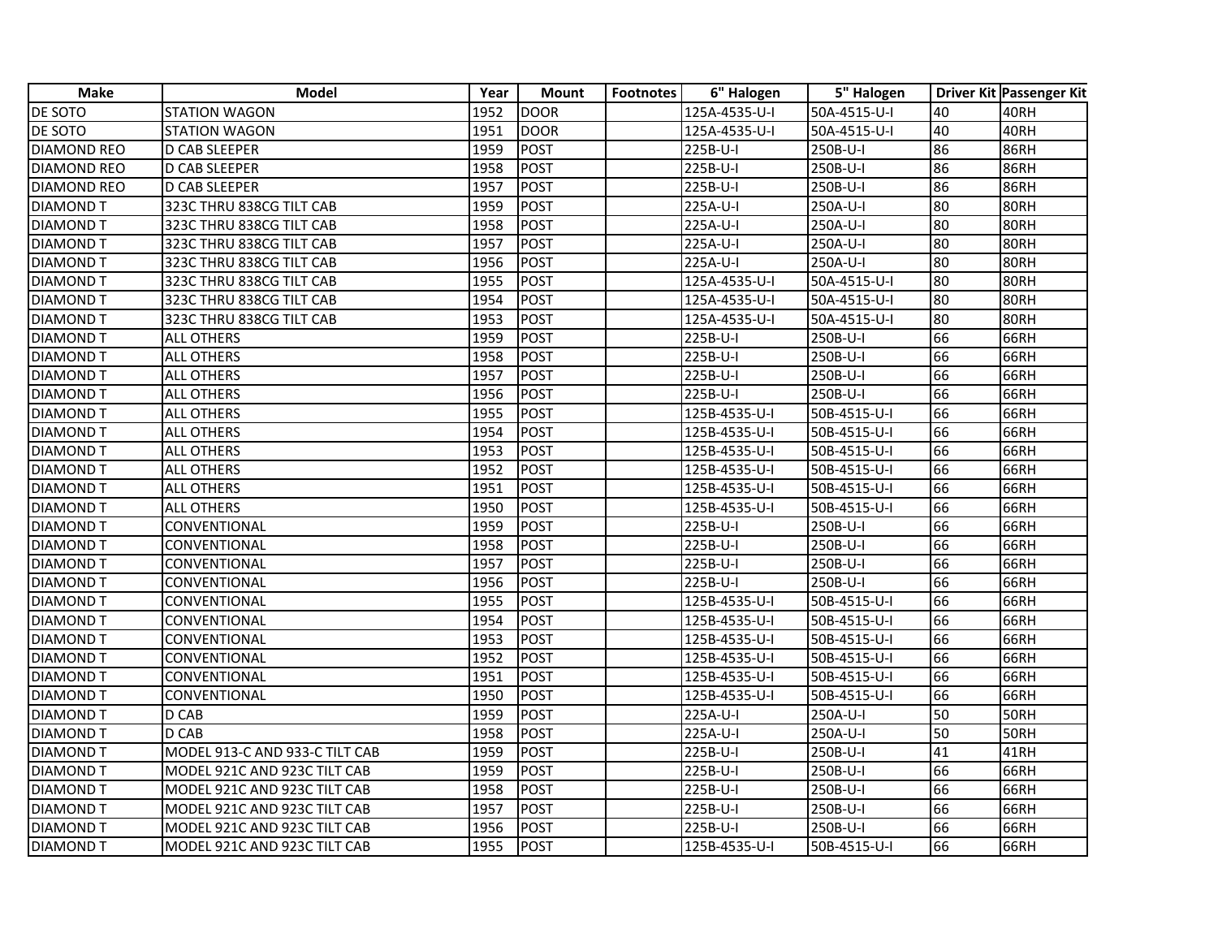| Make | Model | Year | Mount | Footnotes | 6" Halogen | 5" Halogen | Driver Kit | Passenger Kit |
|---|---|---|---|---|---|---|---|---|
| DE SOTO | STATION WAGON | 1952 | DOOR | | 125A-4535-U-I | 50A-4515-U-I | 40 | 40RH |
| DE SOTO | STATION WAGON | 1951 | DOOR | | 125A-4535-U-I | 50A-4515-U-I | 40 | 40RH |
| DIAMOND REO | D CAB SLEEPER | 1959 | POST | | 225B-U-I | 250B-U-I | 86 | 86RH |
| DIAMOND REO | D CAB SLEEPER | 1958 | POST | | 225B-U-I | 250B-U-I | 86 | 86RH |
| DIAMOND REO | D CAB SLEEPER | 1957 | POST | | 225B-U-I | 250B-U-I | 86 | 86RH |
| DIAMOND T | 323C THRU 838CG TILT CAB | 1959 | POST | | 225A-U-I | 250A-U-I | 80 | 80RH |
| DIAMOND T | 323C THRU 838CG TILT CAB | 1958 | POST | | 225A-U-I | 250A-U-I | 80 | 80RH |
| DIAMOND T | 323C THRU 838CG TILT CAB | 1957 | POST | | 225A-U-I | 250A-U-I | 80 | 80RH |
| DIAMOND T | 323C THRU 838CG TILT CAB | 1956 | POST | | 225A-U-I | 250A-U-I | 80 | 80RH |
| DIAMOND T | 323C THRU 838CG TILT CAB | 1955 | POST | | 125A-4535-U-I | 50A-4515-U-I | 80 | 80RH |
| DIAMOND T | 323C THRU 838CG TILT CAB | 1954 | POST | | 125A-4535-U-I | 50A-4515-U-I | 80 | 80RH |
| DIAMOND T | 323C THRU 838CG TILT CAB | 1953 | POST | | 125A-4535-U-I | 50A-4515-U-I | 80 | 80RH |
| DIAMOND T | ALL OTHERS | 1959 | POST | | 225B-U-I | 250B-U-I | 66 | 66RH |
| DIAMOND T | ALL OTHERS | 1958 | POST | | 225B-U-I | 250B-U-I | 66 | 66RH |
| DIAMOND T | ALL OTHERS | 1957 | POST | | 225B-U-I | 250B-U-I | 66 | 66RH |
| DIAMOND T | ALL OTHERS | 1956 | POST | | 225B-U-I | 250B-U-I | 66 | 66RH |
| DIAMOND T | ALL OTHERS | 1955 | POST | | 125B-4535-U-I | 50B-4515-U-I | 66 | 66RH |
| DIAMOND T | ALL OTHERS | 1954 | POST | | 125B-4535-U-I | 50B-4515-U-I | 66 | 66RH |
| DIAMOND T | ALL OTHERS | 1953 | POST | | 125B-4535-U-I | 50B-4515-U-I | 66 | 66RH |
| DIAMOND T | ALL OTHERS | 1952 | POST | | 125B-4535-U-I | 50B-4515-U-I | 66 | 66RH |
| DIAMOND T | ALL OTHERS | 1951 | POST | | 125B-4535-U-I | 50B-4515-U-I | 66 | 66RH |
| DIAMOND T | ALL OTHERS | 1950 | POST | | 125B-4535-U-I | 50B-4515-U-I | 66 | 66RH |
| DIAMOND T | CONVENTIONAL | 1959 | POST | | 225B-U-I | 250B-U-I | 66 | 66RH |
| DIAMOND T | CONVENTIONAL | 1958 | POST | | 225B-U-I | 250B-U-I | 66 | 66RH |
| DIAMOND T | CONVENTIONAL | 1957 | POST | | 225B-U-I | 250B-U-I | 66 | 66RH |
| DIAMOND T | CONVENTIONAL | 1956 | POST | | 225B-U-I | 250B-U-I | 66 | 66RH |
| DIAMOND T | CONVENTIONAL | 1955 | POST | | 125B-4535-U-I | 50B-4515-U-I | 66 | 66RH |
| DIAMOND T | CONVENTIONAL | 1954 | POST | | 125B-4535-U-I | 50B-4515-U-I | 66 | 66RH |
| DIAMOND T | CONVENTIONAL | 1953 | POST | | 125B-4535-U-I | 50B-4515-U-I | 66 | 66RH |
| DIAMOND T | CONVENTIONAL | 1952 | POST | | 125B-4535-U-I | 50B-4515-U-I | 66 | 66RH |
| DIAMOND T | CONVENTIONAL | 1951 | POST | | 125B-4535-U-I | 50B-4515-U-I | 66 | 66RH |
| DIAMOND T | CONVENTIONAL | 1950 | POST | | 125B-4535-U-I | 50B-4515-U-I | 66 | 66RH |
| DIAMOND T | D CAB | 1959 | POST | | 225A-U-I | 250A-U-I | 50 | 50RH |
| DIAMOND T | D CAB | 1958 | POST | | 225A-U-I | 250A-U-I | 50 | 50RH |
| DIAMOND T | MODEL 913-C AND 933-C TILT CAB | 1959 | POST | | 225B-U-I | 250B-U-I | 41 | 41RH |
| DIAMOND T | MODEL 921C AND 923C TILT CAB | 1959 | POST | | 225B-U-I | 250B-U-I | 66 | 66RH |
| DIAMOND T | MODEL 921C AND 923C TILT CAB | 1958 | POST | | 225B-U-I | 250B-U-I | 66 | 66RH |
| DIAMOND T | MODEL 921C AND 923C TILT CAB | 1957 | POST | | 225B-U-I | 250B-U-I | 66 | 66RH |
| DIAMOND T | MODEL 921C AND 923C TILT CAB | 1956 | POST | | 225B-U-I | 250B-U-I | 66 | 66RH |
| DIAMOND T | MODEL 921C AND 923C TILT CAB | 1955 | POST | | 125B-4535-U-I | 50B-4515-U-I | 66 | 66RH |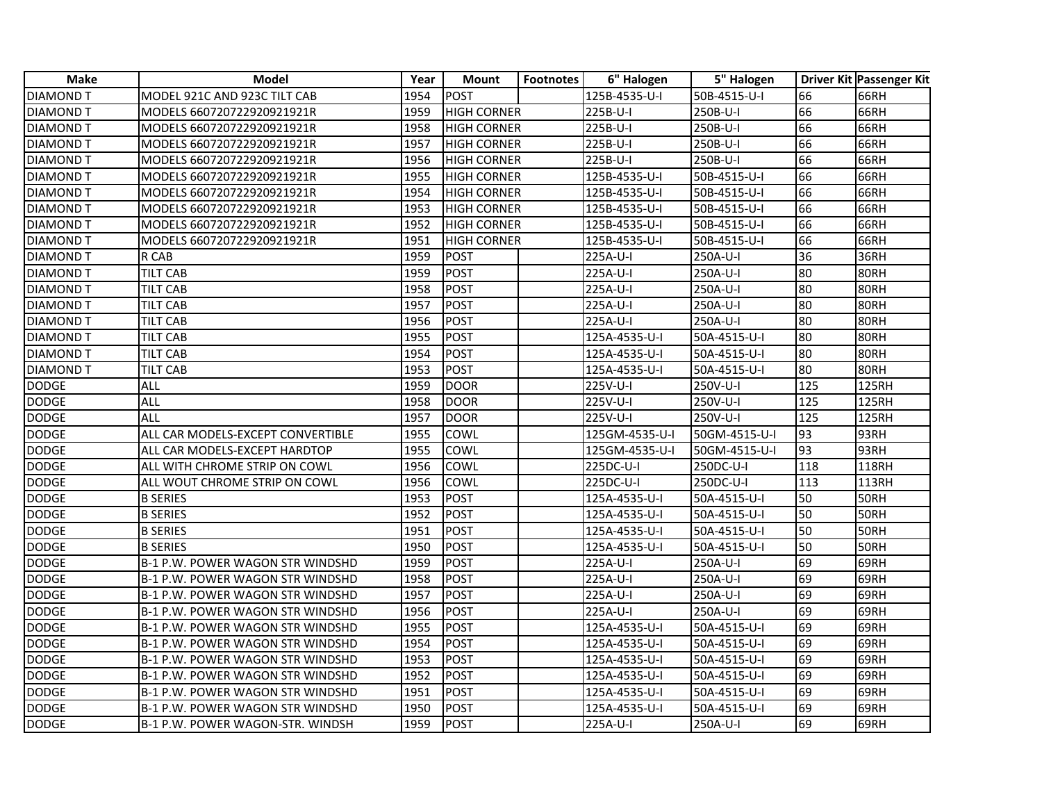| Make | Model | Year | Mount | Footnotes | 6" Halogen | 5" Halogen | Driver Kit | Passenger Kit |
|---|---|---|---|---|---|---|---|---|
| DIAMOND T | MODEL 921C AND 923C TILT CAB | 1954 | POST | | 125B-4535-U-I | 50B-4515-U-I | 66 | 66RH |
| DIAMOND T | MODELS 660720722920921921R | 1959 | HIGH CORNER | | 225B-U-I | 250B-U-I | 66 | 66RH |
| DIAMOND T | MODELS 660720722920921921R | 1958 | HIGH CORNER | | 225B-U-I | 250B-U-I | 66 | 66RH |
| DIAMOND T | MODELS 660720722920921921R | 1957 | HIGH CORNER | | 225B-U-I | 250B-U-I | 66 | 66RH |
| DIAMOND T | MODELS 660720722920921921R | 1956 | HIGH CORNER | | 225B-U-I | 250B-U-I | 66 | 66RH |
| DIAMOND T | MODELS 660720722920921921R | 1955 | HIGH CORNER | | 125B-4535-U-I | 50B-4515-U-I | 66 | 66RH |
| DIAMOND T | MODELS 660720722920921921R | 1954 | HIGH CORNER | | 125B-4535-U-I | 50B-4515-U-I | 66 | 66RH |
| DIAMOND T | MODELS 660720722920921921R | 1953 | HIGH CORNER | | 125B-4535-U-I | 50B-4515-U-I | 66 | 66RH |
| DIAMOND T | MODELS 660720722920921921R | 1952 | HIGH CORNER | | 125B-4535-U-I | 50B-4515-U-I | 66 | 66RH |
| DIAMOND T | MODELS 660720722920921921R | 1951 | HIGH CORNER | | 125B-4535-U-I | 50B-4515-U-I | 66 | 66RH |
| DIAMOND T | R CAB | 1959 | POST | | 225A-U-I | 250A-U-I | 36 | 36RH |
| DIAMOND T | TILT CAB | 1959 | POST | | 225A-U-I | 250A-U-I | 80 | 80RH |
| DIAMOND T | TILT CAB | 1958 | POST | | 225A-U-I | 250A-U-I | 80 | 80RH |
| DIAMOND T | TILT CAB | 1957 | POST | | 225A-U-I | 250A-U-I | 80 | 80RH |
| DIAMOND T | TILT CAB | 1956 | POST | | 225A-U-I | 250A-U-I | 80 | 80RH |
| DIAMOND T | TILT CAB | 1955 | POST | | 125A-4535-U-I | 50A-4515-U-I | 80 | 80RH |
| DIAMOND T | TILT CAB | 1954 | POST | | 125A-4535-U-I | 50A-4515-U-I | 80 | 80RH |
| DIAMOND T | TILT CAB | 1953 | POST | | 125A-4535-U-I | 50A-4515-U-I | 80 | 80RH |
| DODGE | ALL | 1959 | DOOR | | 225V-U-I | 250V-U-I | 125 | 125RH |
| DODGE | ALL | 1958 | DOOR | | 225V-U-I | 250V-U-I | 125 | 125RH |
| DODGE | ALL | 1957 | DOOR | | 225V-U-I | 250V-U-I | 125 | 125RH |
| DODGE | ALL CAR MODELS-EXCEPT CONVERTIBLE | 1955 | COWL | | 125GM-4535-U-I | 50GM-4515-U-I | 93 | 93RH |
| DODGE | ALL CAR MODELS-EXCEPT HARDTOP | 1955 | COWL | | 125GM-4535-U-I | 50GM-4515-U-I | 93 | 93RH |
| DODGE | ALL WITH CHROME STRIP ON COWL | 1956 | COWL | | 225DC-U-I | 250DC-U-I | 118 | 118RH |
| DODGE | ALL WOUT CHROME STRIP ON COWL | 1956 | COWL | | 225DC-U-I | 250DC-U-I | 113 | 113RH |
| DODGE | B SERIES | 1953 | POST | | 125A-4535-U-I | 50A-4515-U-I | 50 | 50RH |
| DODGE | B SERIES | 1952 | POST | | 125A-4535-U-I | 50A-4515-U-I | 50 | 50RH |
| DODGE | B SERIES | 1951 | POST | | 125A-4535-U-I | 50A-4515-U-I | 50 | 50RH |
| DODGE | B SERIES | 1950 | POST | | 125A-4535-U-I | 50A-4515-U-I | 50 | 50RH |
| DODGE | B-1 P.W. POWER WAGON STR WINDSHD | 1959 | POST | | 225A-U-I | 250A-U-I | 69 | 69RH |
| DODGE | B-1 P.W. POWER WAGON STR WINDSHD | 1958 | POST | | 225A-U-I | 250A-U-I | 69 | 69RH |
| DODGE | B-1 P.W. POWER WAGON STR WINDSHD | 1957 | POST | | 225A-U-I | 250A-U-I | 69 | 69RH |
| DODGE | B-1 P.W. POWER WAGON STR WINDSHD | 1956 | POST | | 225A-U-I | 250A-U-I | 69 | 69RH |
| DODGE | B-1 P.W. POWER WAGON STR WINDSHD | 1955 | POST | | 125A-4535-U-I | 50A-4515-U-I | 69 | 69RH |
| DODGE | B-1 P.W. POWER WAGON STR WINDSHD | 1954 | POST | | 125A-4535-U-I | 50A-4515-U-I | 69 | 69RH |
| DODGE | B-1 P.W. POWER WAGON STR WINDSHD | 1953 | POST | | 125A-4535-U-I | 50A-4515-U-I | 69 | 69RH |
| DODGE | B-1 P.W. POWER WAGON STR WINDSHD | 1952 | POST | | 125A-4535-U-I | 50A-4515-U-I | 69 | 69RH |
| DODGE | B-1 P.W. POWER WAGON STR WINDSHD | 1951 | POST | | 125A-4535-U-I | 50A-4515-U-I | 69 | 69RH |
| DODGE | B-1 P.W. POWER WAGON STR WINDSHD | 1950 | POST | | 125A-4535-U-I | 50A-4515-U-I | 69 | 69RH |
| DODGE | B-1 P.W. POWER WAGON-STR. WINDSH | 1959 | POST | | 225A-U-I | 250A-U-I | 69 | 69RH |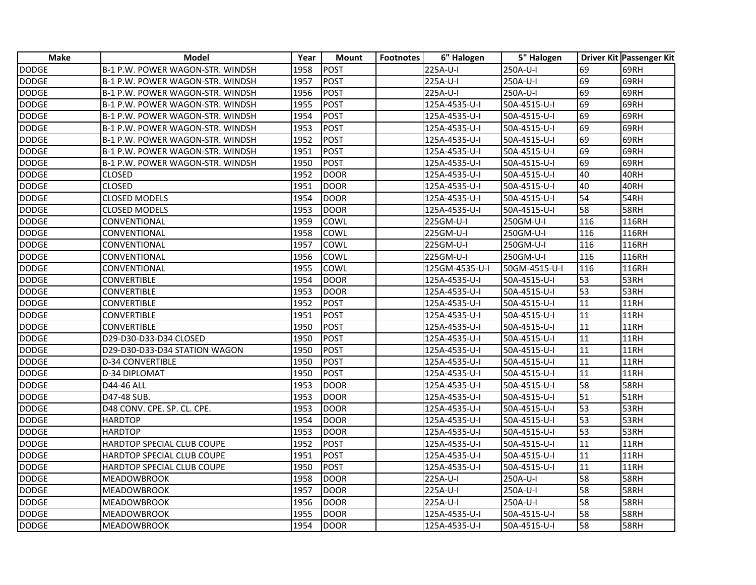| Make | Model | Year | Mount | Footnotes | 6" Halogen | 5" Halogen | Driver Kit | Passenger Kit |
|---|---|---|---|---|---|---|---|---|
| DODGE | B-1 P.W. POWER WAGON-STR. WINDSH | 1958 | POST | | 225A-U-I | 250A-U-I | 69 | 69RH |
| DODGE | B-1 P.W. POWER WAGON-STR. WINDSH | 1957 | POST | | 225A-U-I | 250A-U-I | 69 | 69RH |
| DODGE | B-1 P.W. POWER WAGON-STR. WINDSH | 1956 | POST | | 225A-U-I | 250A-U-I | 69 | 69RH |
| DODGE | B-1 P.W. POWER WAGON-STR. WINDSH | 1955 | POST | | 125A-4535-U-I | 50A-4515-U-I | 69 | 69RH |
| DODGE | B-1 P.W. POWER WAGON-STR. WINDSH | 1954 | POST | | 125A-4535-U-I | 50A-4515-U-I | 69 | 69RH |
| DODGE | B-1 P.W. POWER WAGON-STR. WINDSH | 1953 | POST | | 125A-4535-U-I | 50A-4515-U-I | 69 | 69RH |
| DODGE | B-1 P.W. POWER WAGON-STR. WINDSH | 1952 | POST | | 125A-4535-U-I | 50A-4515-U-I | 69 | 69RH |
| DODGE | B-1 P.W. POWER WAGON-STR. WINDSH | 1951 | POST | | 125A-4535-U-I | 50A-4515-U-I | 69 | 69RH |
| DODGE | B-1 P.W. POWER WAGON-STR. WINDSH | 1950 | POST | | 125A-4535-U-I | 50A-4515-U-I | 69 | 69RH |
| DODGE | CLOSED | 1952 | DOOR | | 125A-4535-U-I | 50A-4515-U-I | 40 | 40RH |
| DODGE | CLOSED | 1951 | DOOR | | 125A-4535-U-I | 50A-4515-U-I | 40 | 40RH |
| DODGE | CLOSED MODELS | 1954 | DOOR | | 125A-4535-U-I | 50A-4515-U-I | 54 | 54RH |
| DODGE | CLOSED MODELS | 1953 | DOOR | | 125A-4535-U-I | 50A-4515-U-I | 58 | 58RH |
| DODGE | CONVENTIONAL | 1959 | COWL | | 225GM-U-I | 250GM-U-I | 116 | 116RH |
| DODGE | CONVENTIONAL | 1958 | COWL | | 225GM-U-I | 250GM-U-I | 116 | 116RH |
| DODGE | CONVENTIONAL | 1957 | COWL | | 225GM-U-I | 250GM-U-I | 116 | 116RH |
| DODGE | CONVENTIONAL | 1956 | COWL | | 225GM-U-I | 250GM-U-I | 116 | 116RH |
| DODGE | CONVENTIONAL | 1955 | COWL | | 125GM-4535-U-I | 50GM-4515-U-I | 116 | 116RH |
| DODGE | CONVERTIBLE | 1954 | DOOR | | 125A-4535-U-I | 50A-4515-U-I | 53 | 53RH |
| DODGE | CONVERTIBLE | 1953 | DOOR | | 125A-4535-U-I | 50A-4515-U-I | 53 | 53RH |
| DODGE | CONVERTIBLE | 1952 | POST | | 125A-4535-U-I | 50A-4515-U-I | 11 | 11RH |
| DODGE | CONVERTIBLE | 1951 | POST | | 125A-4535-U-I | 50A-4515-U-I | 11 | 11RH |
| DODGE | CONVERTIBLE | 1950 | POST | | 125A-4535-U-I | 50A-4515-U-I | 11 | 11RH |
| DODGE | D29-D30-D33-D34 CLOSED | 1950 | POST | | 125A-4535-U-I | 50A-4515-U-I | 11 | 11RH |
| DODGE | D29-D30-D33-D34 STATION WAGON | 1950 | POST | | 125A-4535-U-I | 50A-4515-U-I | 11 | 11RH |
| DODGE | D-34 CONVERTIBLE | 1950 | POST | | 125A-4535-U-I | 50A-4515-U-I | 11 | 11RH |
| DODGE | D-34 DIPLOMAT | 1950 | POST | | 125A-4535-U-I | 50A-4515-U-I | 11 | 11RH |
| DODGE | D44-46 ALL | 1953 | DOOR | | 125A-4535-U-I | 50A-4515-U-I | 58 | 58RH |
| DODGE | D47-48 SUB. | 1953 | DOOR | | 125A-4535-U-I | 50A-4515-U-I | 51 | 51RH |
| DODGE | D48 CONV. CPE. SP. CL. CPE. | 1953 | DOOR | | 125A-4535-U-I | 50A-4515-U-I | 53 | 53RH |
| DODGE | HARDTOP | 1954 | DOOR | | 125A-4535-U-I | 50A-4515-U-I | 53 | 53RH |
| DODGE | HARDTOP | 1953 | DOOR | | 125A-4535-U-I | 50A-4515-U-I | 53 | 53RH |
| DODGE | HARDTOP SPECIAL CLUB COUPE | 1952 | POST | | 125A-4535-U-I | 50A-4515-U-I | 11 | 11RH |
| DODGE | HARDTOP SPECIAL CLUB COUPE | 1951 | POST | | 125A-4535-U-I | 50A-4515-U-I | 11 | 11RH |
| DODGE | HARDTOP SPECIAL CLUB COUPE | 1950 | POST | | 125A-4535-U-I | 50A-4515-U-I | 11 | 11RH |
| DODGE | MEADOWBROOK | 1958 | DOOR | | 225A-U-I | 250A-U-I | 58 | 58RH |
| DODGE | MEADOWBROOK | 1957 | DOOR | | 225A-U-I | 250A-U-I | 58 | 58RH |
| DODGE | MEADOWBROOK | 1956 | DOOR | | 225A-U-I | 250A-U-I | 58 | 58RH |
| DODGE | MEADOWBROOK | 1955 | DOOR | | 125A-4535-U-I | 50A-4515-U-I | 58 | 58RH |
| DODGE | MEADOWBROOK | 1954 | DOOR | | 125A-4535-U-I | 50A-4515-U-I | 58 | 58RH |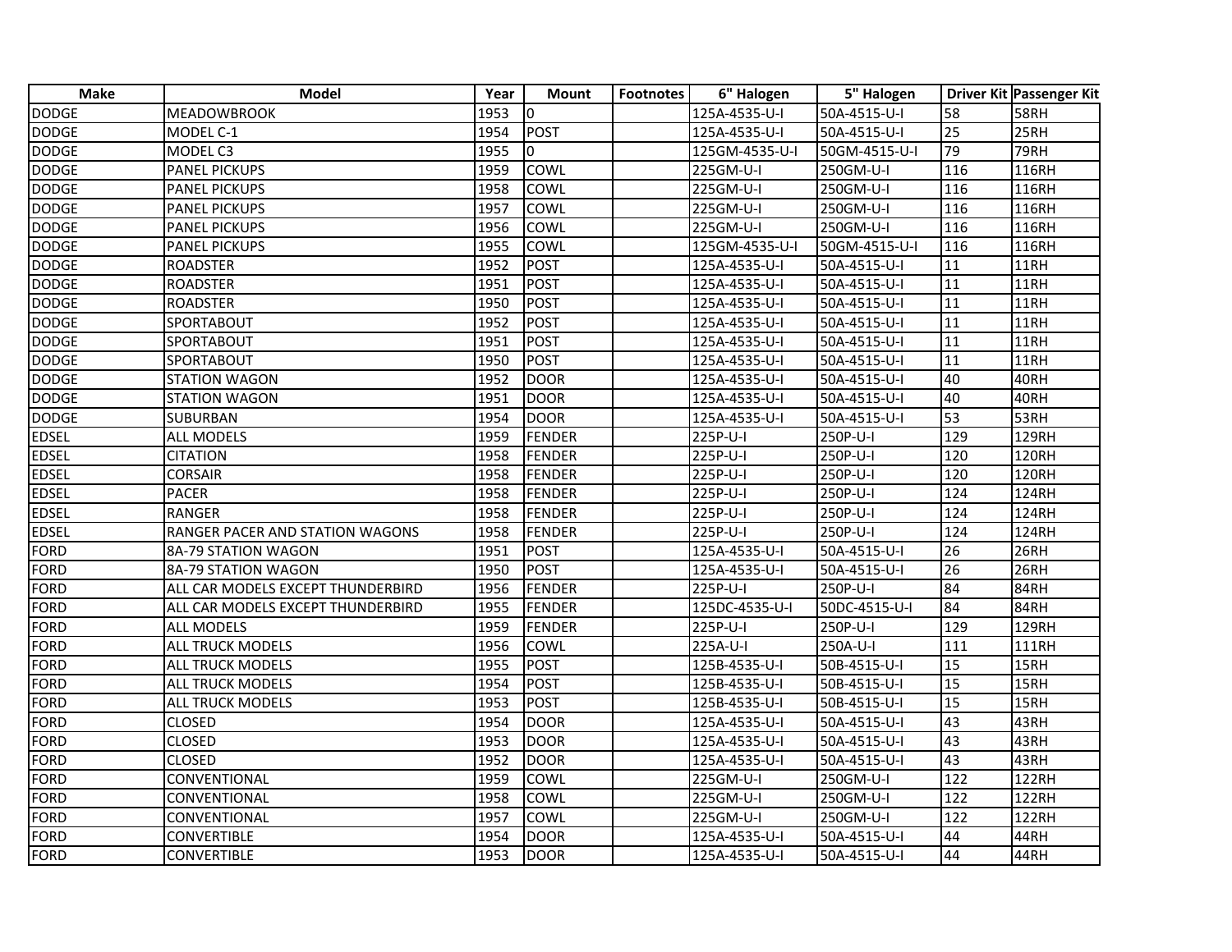| Make | Model | Year | Mount | Footnotes | 6" Halogen | 5" Halogen | Driver Kit | Passenger Kit |
|---|---|---|---|---|---|---|---|---|
| DODGE | MEADOWBROOK | 1953 | 0 | | 125A-4535-U-I | 50A-4515-U-I | 58 | 58RH |
| DODGE | MODEL C-1 | 1954 | POST | | 125A-4535-U-I | 50A-4515-U-I | 25 | 25RH |
| DODGE | MODEL C3 | 1955 | 0 | | 125GM-4535-U-I | 50GM-4515-U-I | 79 | 79RH |
| DODGE | PANEL PICKUPS | 1959 | COWL | | 225GM-U-I | 250GM-U-I | 116 | 116RH |
| DODGE | PANEL PICKUPS | 1958 | COWL | | 225GM-U-I | 250GM-U-I | 116 | 116RH |
| DODGE | PANEL PICKUPS | 1957 | COWL | | 225GM-U-I | 250GM-U-I | 116 | 116RH |
| DODGE | PANEL PICKUPS | 1956 | COWL | | 225GM-U-I | 250GM-U-I | 116 | 116RH |
| DODGE | PANEL PICKUPS | 1955 | COWL | | 125GM-4535-U-I | 50GM-4515-U-I | 116 | 116RH |
| DODGE | ROADSTER | 1952 | POST | | 125A-4535-U-I | 50A-4515-U-I | 11 | 11RH |
| DODGE | ROADSTER | 1951 | POST | | 125A-4535-U-I | 50A-4515-U-I | 11 | 11RH |
| DODGE | ROADSTER | 1950 | POST | | 125A-4535-U-I | 50A-4515-U-I | 11 | 11RH |
| DODGE | SPORTABOUT | 1952 | POST | | 125A-4535-U-I | 50A-4515-U-I | 11 | 11RH |
| DODGE | SPORTABOUT | 1951 | POST | | 125A-4535-U-I | 50A-4515-U-I | 11 | 11RH |
| DODGE | SPORTABOUT | 1950 | POST | | 125A-4535-U-I | 50A-4515-U-I | 11 | 11RH |
| DODGE | STATION WAGON | 1952 | DOOR | | 125A-4535-U-I | 50A-4515-U-I | 40 | 40RH |
| DODGE | STATION WAGON | 1951 | DOOR | | 125A-4535-U-I | 50A-4515-U-I | 40 | 40RH |
| DODGE | SUBURBAN | 1954 | DOOR | | 125A-4535-U-I | 50A-4515-U-I | 53 | 53RH |
| EDSEL | ALL MODELS | 1959 | FENDER | | 225P-U-I | 250P-U-I | 129 | 129RH |
| EDSEL | CITATION | 1958 | FENDER | | 225P-U-I | 250P-U-I | 120 | 120RH |
| EDSEL | CORSAIR | 1958 | FENDER | | 225P-U-I | 250P-U-I | 120 | 120RH |
| EDSEL | PACER | 1958 | FENDER | | 225P-U-I | 250P-U-I | 124 | 124RH |
| EDSEL | RANGER | 1958 | FENDER | | 225P-U-I | 250P-U-I | 124 | 124RH |
| EDSEL | RANGER PACER AND STATION WAGONS | 1958 | FENDER | | 225P-U-I | 250P-U-I | 124 | 124RH |
| FORD | 8A-79 STATION WAGON | 1951 | POST | | 125A-4535-U-I | 50A-4515-U-I | 26 | 26RH |
| FORD | 8A-79 STATION WAGON | 1950 | POST | | 125A-4535-U-I | 50A-4515-U-I | 26 | 26RH |
| FORD | ALL CAR MODELS EXCEPT THUNDERBIRD | 1956 | FENDER | | 225P-U-I | 250P-U-I | 84 | 84RH |
| FORD | ALL CAR MODELS EXCEPT THUNDERBIRD | 1955 | FENDER | | 125DC-4535-U-I | 50DC-4515-U-I | 84 | 84RH |
| FORD | ALL MODELS | 1959 | FENDER | | 225P-U-I | 250P-U-I | 129 | 129RH |
| FORD | ALL TRUCK MODELS | 1956 | COWL | | 225A-U-I | 250A-U-I | 111 | 111RH |
| FORD | ALL TRUCK MODELS | 1955 | POST | | 125B-4535-U-I | 50B-4515-U-I | 15 | 15RH |
| FORD | ALL TRUCK MODELS | 1954 | POST | | 125B-4535-U-I | 50B-4515-U-I | 15 | 15RH |
| FORD | ALL TRUCK MODELS | 1953 | POST | | 125B-4535-U-I | 50B-4515-U-I | 15 | 15RH |
| FORD | CLOSED | 1954 | DOOR | | 125A-4535-U-I | 50A-4515-U-I | 43 | 43RH |
| FORD | CLOSED | 1953 | DOOR | | 125A-4535-U-I | 50A-4515-U-I | 43 | 43RH |
| FORD | CLOSED | 1952 | DOOR | | 125A-4535-U-I | 50A-4515-U-I | 43 | 43RH |
| FORD | CONVENTIONAL | 1959 | COWL | | 225GM-U-I | 250GM-U-I | 122 | 122RH |
| FORD | CONVENTIONAL | 1958 | COWL | | 225GM-U-I | 250GM-U-I | 122 | 122RH |
| FORD | CONVENTIONAL | 1957 | COWL | | 225GM-U-I | 250GM-U-I | 122 | 122RH |
| FORD | CONVERTIBLE | 1954 | DOOR | | 125A-4535-U-I | 50A-4515-U-I | 44 | 44RH |
| FORD | CONVERTIBLE | 1953 | DOOR | | 125A-4535-U-I | 50A-4515-U-I | 44 | 44RH |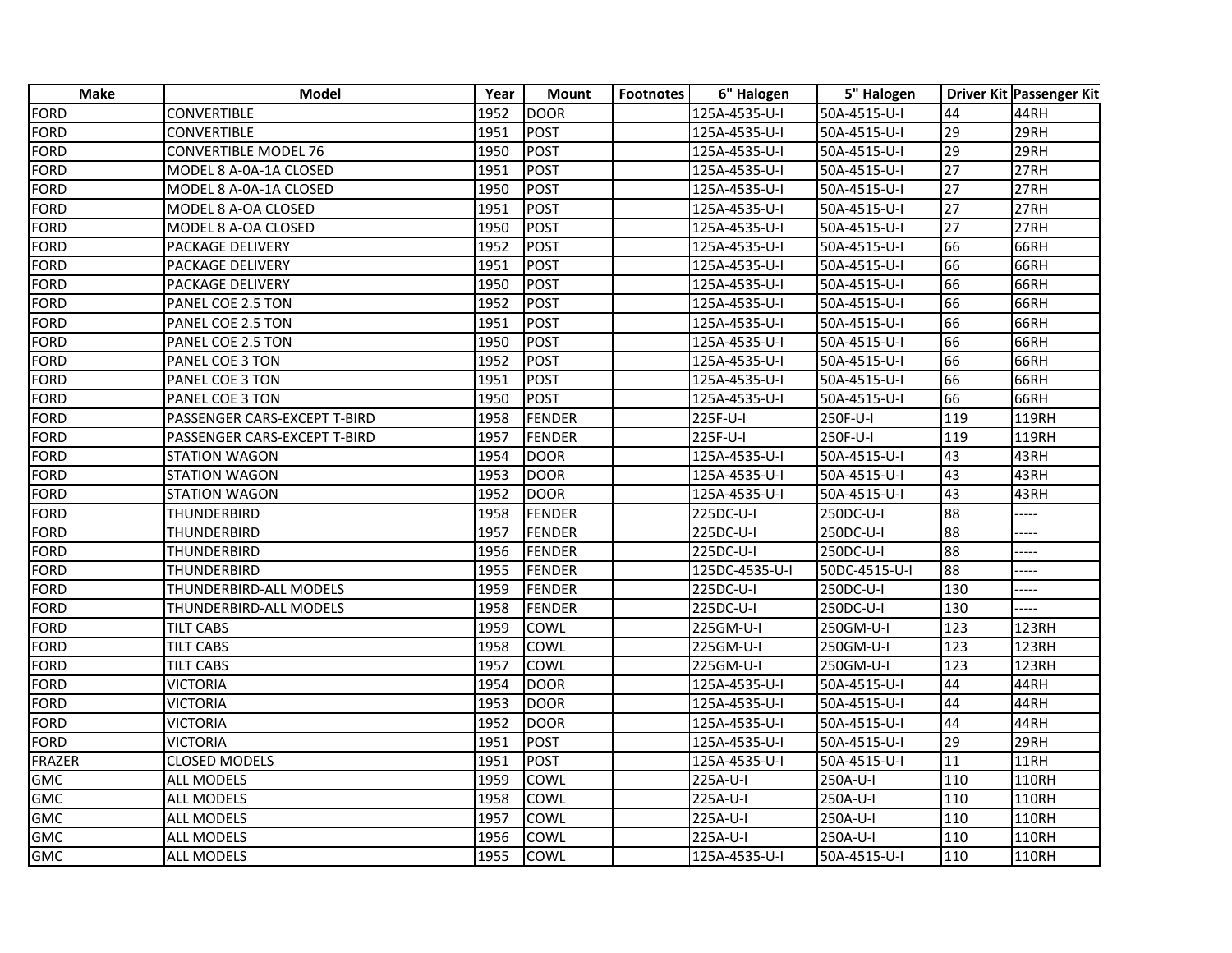| Make | Model | Year | Mount | Footnotes | 6" Halogen | 5" Halogen | Driver Kit | Passenger Kit |
|---|---|---|---|---|---|---|---|---|
| FORD | CONVERTIBLE | 1952 | DOOR | | 125A-4535-U-I | 50A-4515-U-I | 44 | 44RH |
| FORD | CONVERTIBLE | 1951 | POST | | 125A-4535-U-I | 50A-4515-U-I | 29 | 29RH |
| FORD | CONVERTIBLE MODEL 76 | 1950 | POST | | 125A-4535-U-I | 50A-4515-U-I | 29 | 29RH |
| FORD | MODEL 8 A-0A-1A CLOSED | 1951 | POST | | 125A-4535-U-I | 50A-4515-U-I | 27 | 27RH |
| FORD | MODEL 8 A-0A-1A CLOSED | 1950 | POST | | 125A-4535-U-I | 50A-4515-U-I | 27 | 27RH |
| FORD | MODEL 8 A-OA CLOSED | 1951 | POST | | 125A-4535-U-I | 50A-4515-U-I | 27 | 27RH |
| FORD | MODEL 8 A-OA CLOSED | 1950 | POST | | 125A-4535-U-I | 50A-4515-U-I | 27 | 27RH |
| FORD | PACKAGE DELIVERY | 1952 | POST | | 125A-4535-U-I | 50A-4515-U-I | 66 | 66RH |
| FORD | PACKAGE DELIVERY | 1951 | POST | | 125A-4535-U-I | 50A-4515-U-I | 66 | 66RH |
| FORD | PACKAGE DELIVERY | 1950 | POST | | 125A-4535-U-I | 50A-4515-U-I | 66 | 66RH |
| FORD | PANEL COE 2.5 TON | 1952 | POST | | 125A-4535-U-I | 50A-4515-U-I | 66 | 66RH |
| FORD | PANEL COE 2.5 TON | 1951 | POST | | 125A-4535-U-I | 50A-4515-U-I | 66 | 66RH |
| FORD | PANEL COE 2.5 TON | 1950 | POST | | 125A-4535-U-I | 50A-4515-U-I | 66 | 66RH |
| FORD | PANEL COE 3 TON | 1952 | POST | | 125A-4535-U-I | 50A-4515-U-I | 66 | 66RH |
| FORD | PANEL COE 3 TON | 1951 | POST | | 125A-4535-U-I | 50A-4515-U-I | 66 | 66RH |
| FORD | PANEL COE 3 TON | 1950 | POST | | 125A-4535-U-I | 50A-4515-U-I | 66 | 66RH |
| FORD | PASSENGER CARS-EXCEPT T-BIRD | 1958 | FENDER | | 225F-U-I | 250F-U-I | 119 | 119RH |
| FORD | PASSENGER CARS-EXCEPT T-BIRD | 1957 | FENDER | | 225F-U-I | 250F-U-I | 119 | 119RH |
| FORD | STATION WAGON | 1954 | DOOR | | 125A-4535-U-I | 50A-4515-U-I | 43 | 43RH |
| FORD | STATION WAGON | 1953 | DOOR | | 125A-4535-U-I | 50A-4515-U-I | 43 | 43RH |
| FORD | STATION WAGON | 1952 | DOOR | | 125A-4535-U-I | 50A-4515-U-I | 43 | 43RH |
| FORD | THUNDERBIRD | 1958 | FENDER | | 225DC-U-I | 250DC-U-I | 88 | ----- |
| FORD | THUNDERBIRD | 1957 | FENDER | | 225DC-U-I | 250DC-U-I | 88 | ----- |
| FORD | THUNDERBIRD | 1956 | FENDER | | 225DC-U-I | 250DC-U-I | 88 | ----- |
| FORD | THUNDERBIRD | 1955 | FENDER | | 125DC-4535-U-I | 50DC-4515-U-I | 88 | ----- |
| FORD | THUNDERBIRD-ALL MODELS | 1959 | FENDER | | 225DC-U-I | 250DC-U-I | 130 | ----- |
| FORD | THUNDERBIRD-ALL MODELS | 1958 | FENDER | | 225DC-U-I | 250DC-U-I | 130 | ----- |
| FORD | TILT CABS | 1959 | COWL | | 225GM-U-I | 250GM-U-I | 123 | 123RH |
| FORD | TILT CABS | 1958 | COWL | | 225GM-U-I | 250GM-U-I | 123 | 123RH |
| FORD | TILT CABS | 1957 | COWL | | 225GM-U-I | 250GM-U-I | 123 | 123RH |
| FORD | VICTORIA | 1954 | DOOR | | 125A-4535-U-I | 50A-4515-U-I | 44 | 44RH |
| FORD | VICTORIA | 1953 | DOOR | | 125A-4535-U-I | 50A-4515-U-I | 44 | 44RH |
| FORD | VICTORIA | 1952 | DOOR | | 125A-4535-U-I | 50A-4515-U-I | 44 | 44RH |
| FORD | VICTORIA | 1951 | POST | | 125A-4535-U-I | 50A-4515-U-I | 29 | 29RH |
| FRAZER | CLOSED MODELS | 1951 | POST | | 125A-4535-U-I | 50A-4515-U-I | 11 | 11RH |
| GMC | ALL MODELS | 1959 | COWL | | 225A-U-I | 250A-U-I | 110 | 110RH |
| GMC | ALL MODELS | 1958 | COWL | | 225A-U-I | 250A-U-I | 110 | 110RH |
| GMC | ALL MODELS | 1957 | COWL | | 225A-U-I | 250A-U-I | 110 | 110RH |
| GMC | ALL MODELS | 1956 | COWL | | 225A-U-I | 250A-U-I | 110 | 110RH |
| GMC | ALL MODELS | 1955 | COWL | | 125A-4535-U-I | 50A-4515-U-I | 110 | 110RH |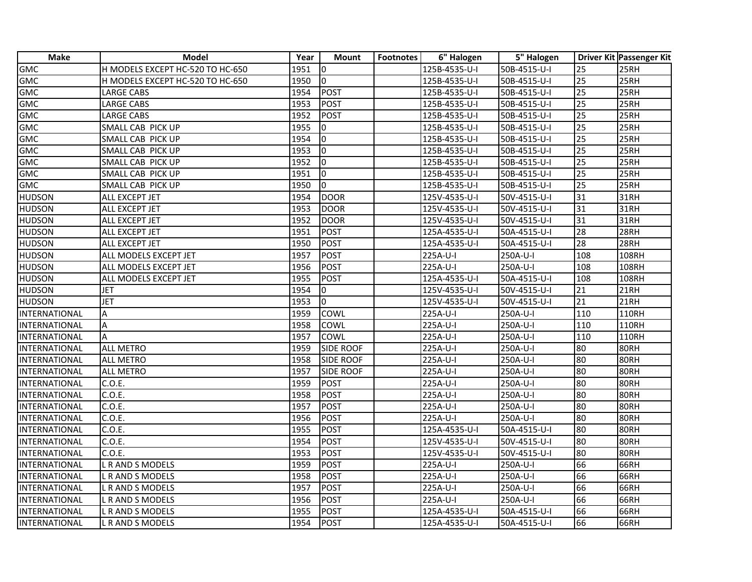| Make | Model | Year | Mount | Footnotes | 6" Halogen | 5" Halogen | Driver Kit | Passenger Kit |
|---|---|---|---|---|---|---|---|---|
| GMC | H MODELS EXCEPT HC-520 TO HC-650 | 1951 | 0 | | 125B-4535-U-I | 50B-4515-U-I | 25 | 25RH |
| GMC | H MODELS EXCEPT HC-520 TO HC-650 | 1950 | 0 | | 125B-4535-U-I | 50B-4515-U-I | 25 | 25RH |
| GMC | LARGE CABS | 1954 | POST | | 125B-4535-U-I | 50B-4515-U-I | 25 | 25RH |
| GMC | LARGE CABS | 1953 | POST | | 125B-4535-U-I | 50B-4515-U-I | 25 | 25RH |
| GMC | LARGE CABS | 1952 | POST | | 125B-4535-U-I | 50B-4515-U-I | 25 | 25RH |
| GMC | SMALL CAB PICK UP | 1955 | 0 | | 125B-4535-U-I | 50B-4515-U-I | 25 | 25RH |
| GMC | SMALL CAB PICK UP | 1954 | 0 | | 125B-4535-U-I | 50B-4515-U-I | 25 | 25RH |
| GMC | SMALL CAB PICK UP | 1953 | 0 | | 125B-4535-U-I | 50B-4515-U-I | 25 | 25RH |
| GMC | SMALL CAB PICK UP | 1952 | 0 | | 125B-4535-U-I | 50B-4515-U-I | 25 | 25RH |
| GMC | SMALL CAB PICK UP | 1951 | 0 | | 125B-4535-U-I | 50B-4515-U-I | 25 | 25RH |
| GMC | SMALL CAB PICK UP | 1950 | 0 | | 125B-4535-U-I | 50B-4515-U-I | 25 | 25RH |
| HUDSON | ALL EXCEPT JET | 1954 | DOOR | | 125V-4535-U-I | 50V-4515-U-I | 31 | 31RH |
| HUDSON | ALL EXCEPT JET | 1953 | DOOR | | 125V-4535-U-I | 50V-4515-U-I | 31 | 31RH |
| HUDSON | ALL EXCEPT JET | 1952 | DOOR | | 125V-4535-U-I | 50V-4515-U-I | 31 | 31RH |
| HUDSON | ALL EXCEPT JET | 1951 | POST | | 125A-4535-U-I | 50A-4515-U-I | 28 | 28RH |
| HUDSON | ALL EXCEPT JET | 1950 | POST | | 125A-4535-U-I | 50A-4515-U-I | 28 | 28RH |
| HUDSON | ALL MODELS EXCEPT JET | 1957 | POST | | 225A-U-I | 250A-U-I | 108 | 108RH |
| HUDSON | ALL MODELS EXCEPT JET | 1956 | POST | | 225A-U-I | 250A-U-I | 108 | 108RH |
| HUDSON | ALL MODELS EXCEPT JET | 1955 | POST | | 125A-4535-U-I | 50A-4515-U-I | 108 | 108RH |
| HUDSON | JET | 1954 | 0 | | 125V-4535-U-I | 50V-4515-U-I | 21 | 21RH |
| HUDSON | JET | 1953 | 0 | | 125V-4535-U-I | 50V-4515-U-I | 21 | 21RH |
| INTERNATIONAL | A | 1959 | COWL | | 225A-U-I | 250A-U-I | 110 | 110RH |
| INTERNATIONAL | A | 1958 | COWL | | 225A-U-I | 250A-U-I | 110 | 110RH |
| INTERNATIONAL | A | 1957 | COWL | | 225A-U-I | 250A-U-I | 110 | 110RH |
| INTERNATIONAL | ALL METRO | 1959 | SIDE ROOF | | 225A-U-I | 250A-U-I | 80 | 80RH |
| INTERNATIONAL | ALL METRO | 1958 | SIDE ROOF | | 225A-U-I | 250A-U-I | 80 | 80RH |
| INTERNATIONAL | ALL METRO | 1957 | SIDE ROOF | | 225A-U-I | 250A-U-I | 80 | 80RH |
| INTERNATIONAL | C.O.E. | 1959 | POST | | 225A-U-I | 250A-U-I | 80 | 80RH |
| INTERNATIONAL | C.O.E. | 1958 | POST | | 225A-U-I | 250A-U-I | 80 | 80RH |
| INTERNATIONAL | C.O.E. | 1957 | POST | | 225A-U-I | 250A-U-I | 80 | 80RH |
| INTERNATIONAL | C.O.E. | 1956 | POST | | 225A-U-I | 250A-U-I | 80 | 80RH |
| INTERNATIONAL | C.O.E. | 1955 | POST | | 125A-4535-U-I | 50A-4515-U-I | 80 | 80RH |
| INTERNATIONAL | C.O.E. | 1954 | POST | | 125V-4535-U-I | 50V-4515-U-I | 80 | 80RH |
| INTERNATIONAL | C.O.E. | 1953 | POST | | 125V-4535-U-I | 50V-4515-U-I | 80 | 80RH |
| INTERNATIONAL | L R AND S MODELS | 1959 | POST | | 225A-U-I | 250A-U-I | 66 | 66RH |
| INTERNATIONAL | L R AND S MODELS | 1958 | POST | | 225A-U-I | 250A-U-I | 66 | 66RH |
| INTERNATIONAL | L R AND S MODELS | 1957 | POST | | 225A-U-I | 250A-U-I | 66 | 66RH |
| INTERNATIONAL | L R AND S MODELS | 1956 | POST | | 225A-U-I | 250A-U-I | 66 | 66RH |
| INTERNATIONAL | L R AND S MODELS | 1955 | POST | | 125A-4535-U-I | 50A-4515-U-I | 66 | 66RH |
| INTERNATIONAL | L R AND S MODELS | 1954 | POST | | 125A-4535-U-I | 50A-4515-U-I | 66 | 66RH |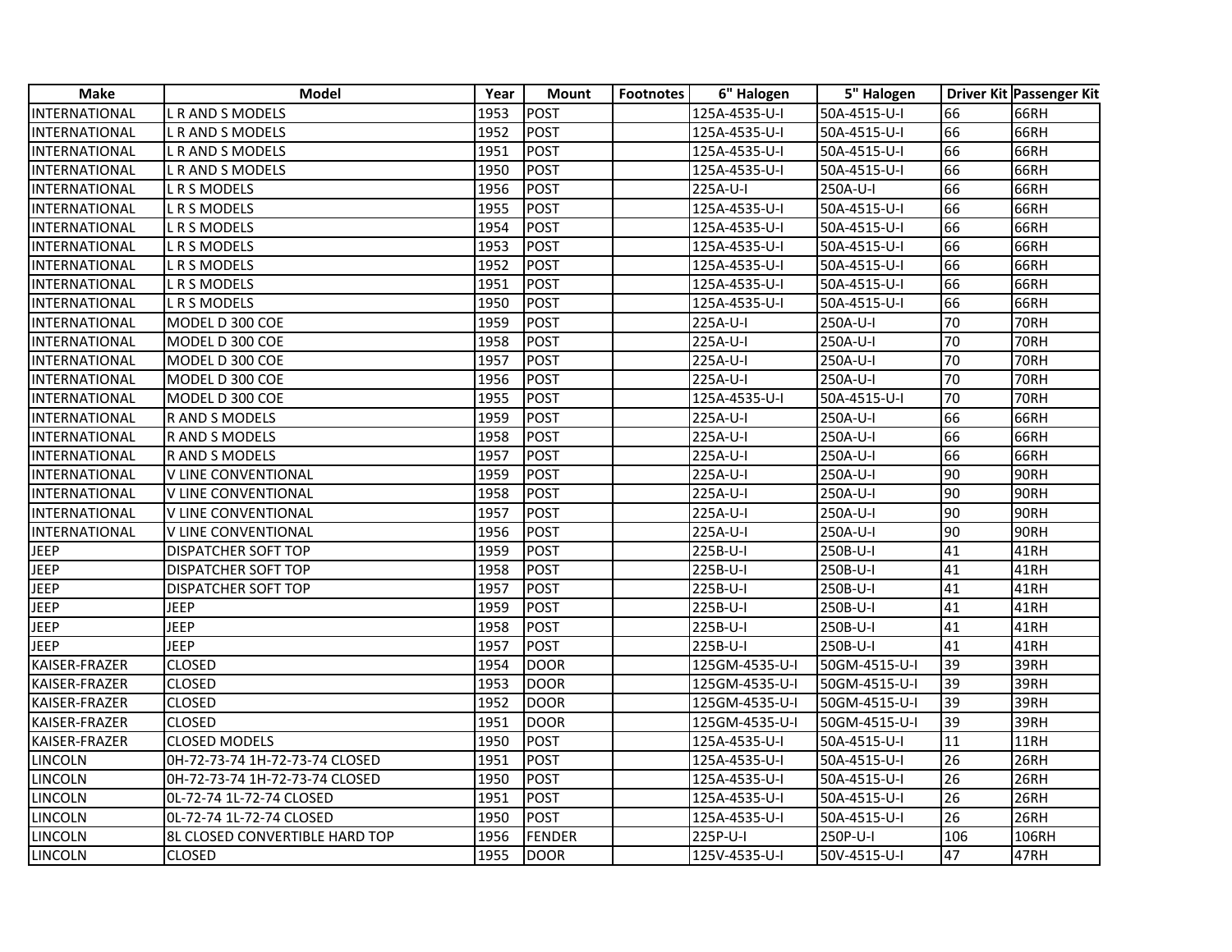| Make | Model | Year | Mount | Footnotes | 6" Halogen | 5" Halogen | Driver Kit | Passenger Kit |
|---|---|---|---|---|---|---|---|---|
| INTERNATIONAL | L R AND S MODELS | 1953 | POST | | 125A-4535-U-I | 50A-4515-U-I | 66 | 66RH |
| INTERNATIONAL | L R AND S MODELS | 1952 | POST | | 125A-4535-U-I | 50A-4515-U-I | 66 | 66RH |
| INTERNATIONAL | L R AND S MODELS | 1951 | POST | | 125A-4535-U-I | 50A-4515-U-I | 66 | 66RH |
| INTERNATIONAL | L R AND S MODELS | 1950 | POST | | 125A-4535-U-I | 50A-4515-U-I | 66 | 66RH |
| INTERNATIONAL | L R S MODELS | 1956 | POST | | 225A-U-I | 250A-U-I | 66 | 66RH |
| INTERNATIONAL | L R S MODELS | 1955 | POST | | 125A-4535-U-I | 50A-4515-U-I | 66 | 66RH |
| INTERNATIONAL | L R S MODELS | 1954 | POST | | 125A-4535-U-I | 50A-4515-U-I | 66 | 66RH |
| INTERNATIONAL | L R S MODELS | 1953 | POST | | 125A-4535-U-I | 50A-4515-U-I | 66 | 66RH |
| INTERNATIONAL | L R S MODELS | 1952 | POST | | 125A-4535-U-I | 50A-4515-U-I | 66 | 66RH |
| INTERNATIONAL | L R S MODELS | 1951 | POST | | 125A-4535-U-I | 50A-4515-U-I | 66 | 66RH |
| INTERNATIONAL | L R S MODELS | 1950 | POST | | 125A-4535-U-I | 50A-4515-U-I | 66 | 66RH |
| INTERNATIONAL | MODEL D 300 COE | 1959 | POST | | 225A-U-I | 250A-U-I | 70 | 70RH |
| INTERNATIONAL | MODEL D 300 COE | 1958 | POST | | 225A-U-I | 250A-U-I | 70 | 70RH |
| INTERNATIONAL | MODEL D 300 COE | 1957 | POST | | 225A-U-I | 250A-U-I | 70 | 70RH |
| INTERNATIONAL | MODEL D 300 COE | 1956 | POST | | 225A-U-I | 250A-U-I | 70 | 70RH |
| INTERNATIONAL | MODEL D 300 COE | 1955 | POST | | 125A-4535-U-I | 50A-4515-U-I | 70 | 70RH |
| INTERNATIONAL | R AND S MODELS | 1959 | POST | | 225A-U-I | 250A-U-I | 66 | 66RH |
| INTERNATIONAL | R AND S MODELS | 1958 | POST | | 225A-U-I | 250A-U-I | 66 | 66RH |
| INTERNATIONAL | R AND S MODELS | 1957 | POST | | 225A-U-I | 250A-U-I | 66 | 66RH |
| INTERNATIONAL | V LINE CONVENTIONAL | 1959 | POST | | 225A-U-I | 250A-U-I | 90 | 90RH |
| INTERNATIONAL | V LINE CONVENTIONAL | 1958 | POST | | 225A-U-I | 250A-U-I | 90 | 90RH |
| INTERNATIONAL | V LINE CONVENTIONAL | 1957 | POST | | 225A-U-I | 250A-U-I | 90 | 90RH |
| INTERNATIONAL | V LINE CONVENTIONAL | 1956 | POST | | 225A-U-I | 250A-U-I | 90 | 90RH |
| JEEP | DISPATCHER SOFT TOP | 1959 | POST | | 225B-U-I | 250B-U-I | 41 | 41RH |
| JEEP | DISPATCHER SOFT TOP | 1958 | POST | | 225B-U-I | 250B-U-I | 41 | 41RH |
| JEEP | DISPATCHER SOFT TOP | 1957 | POST | | 225B-U-I | 250B-U-I | 41 | 41RH |
| JEEP | JEEP | 1959 | POST | | 225B-U-I | 250B-U-I | 41 | 41RH |
| JEEP | JEEP | 1958 | POST | | 225B-U-I | 250B-U-I | 41 | 41RH |
| JEEP | JEEP | 1957 | POST | | 225B-U-I | 250B-U-I | 41 | 41RH |
| KAISER-FRAZER | CLOSED | 1954 | DOOR | | 125GM-4535-U-I | 50GM-4515-U-I | 39 | 39RH |
| KAISER-FRAZER | CLOSED | 1953 | DOOR | | 125GM-4535-U-I | 50GM-4515-U-I | 39 | 39RH |
| KAISER-FRAZER | CLOSED | 1952 | DOOR | | 125GM-4535-U-I | 50GM-4515-U-I | 39 | 39RH |
| KAISER-FRAZER | CLOSED | 1951 | DOOR | | 125GM-4535-U-I | 50GM-4515-U-I | 39 | 39RH |
| KAISER-FRAZER | CLOSED MODELS | 1950 | POST | | 125A-4535-U-I | 50A-4515-U-I | 11 | 11RH |
| LINCOLN | 0H-72-73-74 1H-72-73-74 CLOSED | 1951 | POST | | 125A-4535-U-I | 50A-4515-U-I | 26 | 26RH |
| LINCOLN | 0H-72-73-74 1H-72-73-74 CLOSED | 1950 | POST | | 125A-4535-U-I | 50A-4515-U-I | 26 | 26RH |
| LINCOLN | 0L-72-74 1L-72-74 CLOSED | 1951 | POST | | 125A-4535-U-I | 50A-4515-U-I | 26 | 26RH |
| LINCOLN | 0L-72-74 1L-72-74 CLOSED | 1950 | POST | | 125A-4535-U-I | 50A-4515-U-I | 26 | 26RH |
| LINCOLN | 8L CLOSED CONVERTIBLE HARD TOP | 1956 | FENDER | | 225P-U-I | 250P-U-I | 106 | 106RH |
| LINCOLN | CLOSED | 1955 | DOOR | | 125V-4535-U-I | 50V-4515-U-I | 47 | 47RH |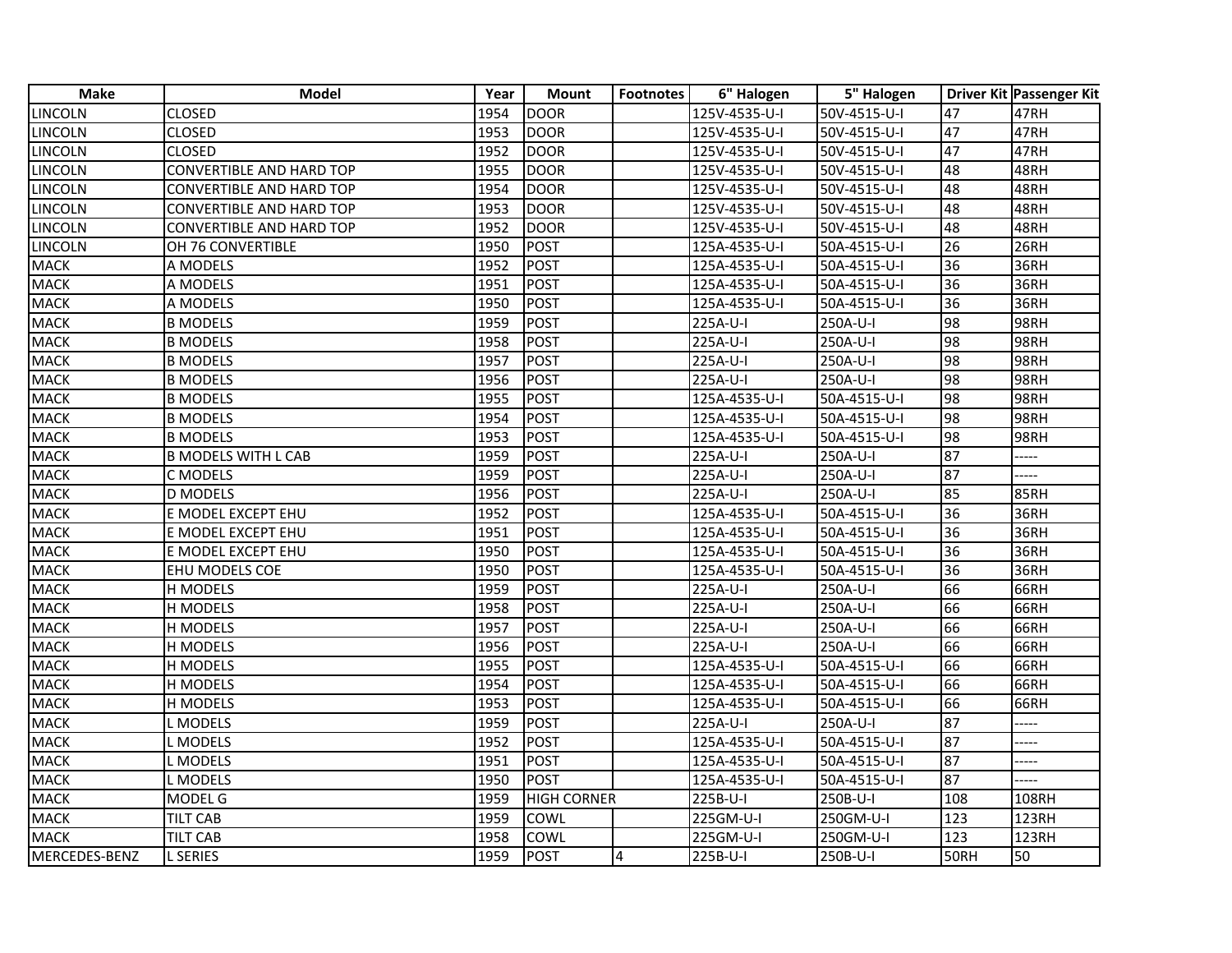| Make | Model | Year | Mount | Footnotes | 6" Halogen | 5" Halogen | Driver Kit | Passenger Kit |
|---|---|---|---|---|---|---|---|---|
| LINCOLN | CLOSED | 1954 | DOOR | | 125V-4535-U-I | 50V-4515-U-I | 47 | 47RH |
| LINCOLN | CLOSED | 1953 | DOOR | | 125V-4535-U-I | 50V-4515-U-I | 47 | 47RH |
| LINCOLN | CLOSED | 1952 | DOOR | | 125V-4535-U-I | 50V-4515-U-I | 47 | 47RH |
| LINCOLN | CONVERTIBLE AND HARD TOP | 1955 | DOOR | | 125V-4535-U-I | 50V-4515-U-I | 48 | 48RH |
| LINCOLN | CONVERTIBLE AND HARD TOP | 1954 | DOOR | | 125V-4535-U-I | 50V-4515-U-I | 48 | 48RH |
| LINCOLN | CONVERTIBLE AND HARD TOP | 1953 | DOOR | | 125V-4535-U-I | 50V-4515-U-I | 48 | 48RH |
| LINCOLN | CONVERTIBLE AND HARD TOP | 1952 | DOOR | | 125V-4535-U-I | 50V-4515-U-I | 48 | 48RH |
| LINCOLN | OH 76 CONVERTIBLE | 1950 | POST | | 125A-4535-U-I | 50A-4515-U-I | 26 | 26RH |
| MACK | A MODELS | 1952 | POST | | 125A-4535-U-I | 50A-4515-U-I | 36 | 36RH |
| MACK | A MODELS | 1951 | POST | | 125A-4535-U-I | 50A-4515-U-I | 36 | 36RH |
| MACK | A MODELS | 1950 | POST | | 125A-4535-U-I | 50A-4515-U-I | 36 | 36RH |
| MACK | B MODELS | 1959 | POST | | 225A-U-I | 250A-U-I | 98 | 98RH |
| MACK | B MODELS | 1958 | POST | | 225A-U-I | 250A-U-I | 98 | 98RH |
| MACK | B MODELS | 1957 | POST | | 225A-U-I | 250A-U-I | 98 | 98RH |
| MACK | B MODELS | 1956 | POST | | 225A-U-I | 250A-U-I | 98 | 98RH |
| MACK | B MODELS | 1955 | POST | | 125A-4535-U-I | 50A-4515-U-I | 98 | 98RH |
| MACK | B MODELS | 1954 | POST | | 125A-4535-U-I | 50A-4515-U-I | 98 | 98RH |
| MACK | B MODELS | 1953 | POST | | 125A-4535-U-I | 50A-4515-U-I | 98 | 98RH |
| MACK | B MODELS WITH L CAB | 1959 | POST | | 225A-U-I | 250A-U-I | 87 | ----- |
| MACK | C MODELS | 1959 | POST | | 225A-U-I | 250A-U-I | 87 | ----- |
| MACK | D MODELS | 1956 | POST | | 225A-U-I | 250A-U-I | 85 | 85RH |
| MACK | E MODEL EXCEPT EHU | 1952 | POST | | 125A-4535-U-I | 50A-4515-U-I | 36 | 36RH |
| MACK | E MODEL EXCEPT EHU | 1951 | POST | | 125A-4535-U-I | 50A-4515-U-I | 36 | 36RH |
| MACK | E MODEL EXCEPT EHU | 1950 | POST | | 125A-4535-U-I | 50A-4515-U-I | 36 | 36RH |
| MACK | EHU MODELS COE | 1950 | POST | | 125A-4535-U-I | 50A-4515-U-I | 36 | 36RH |
| MACK | H MODELS | 1959 | POST | | 225A-U-I | 250A-U-I | 66 | 66RH |
| MACK | H MODELS | 1958 | POST | | 225A-U-I | 250A-U-I | 66 | 66RH |
| MACK | H MODELS | 1957 | POST | | 225A-U-I | 250A-U-I | 66 | 66RH |
| MACK | H MODELS | 1956 | POST | | 225A-U-I | 250A-U-I | 66 | 66RH |
| MACK | H MODELS | 1955 | POST | | 125A-4535-U-I | 50A-4515-U-I | 66 | 66RH |
| MACK | H MODELS | 1954 | POST | | 125A-4535-U-I | 50A-4515-U-I | 66 | 66RH |
| MACK | H MODELS | 1953 | POST | | 125A-4535-U-I | 50A-4515-U-I | 66 | 66RH |
| MACK | L MODELS | 1959 | POST | | 225A-U-I | 250A-U-I | 87 | ----- |
| MACK | L MODELS | 1952 | POST | | 125A-4535-U-I | 50A-4515-U-I | 87 | ----- |
| MACK | L MODELS | 1951 | POST | | 125A-4535-U-I | 50A-4515-U-I | 87 | ----- |
| MACK | L MODELS | 1950 | POST | | 125A-4535-U-I | 50A-4515-U-I | 87 | ----- |
| MACK | MODEL G | 1959 | HIGH CORNER | | 225B-U-I | 250B-U-I | 108 | 108RH |
| MACK | TILT CAB | 1959 | COWL | | 225GM-U-I | 250GM-U-I | 123 | 123RH |
| MACK | TILT CAB | 1958 | COWL | | 225GM-U-I | 250GM-U-I | 123 | 123RH |
| MERCEDES-BENZ | L SERIES | 1959 | POST | 4 | 225B-U-I | 250B-U-I | 50RH | 50 |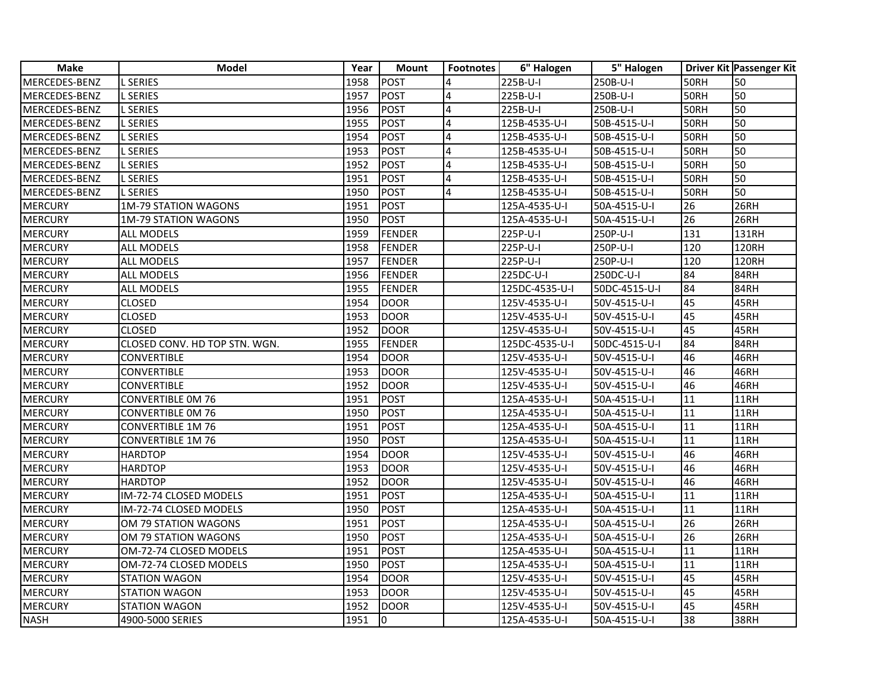| Make | Model | Year | Mount | Footnotes | 6" Halogen | 5" Halogen | Driver Kit | Passenger Kit |
|---|---|---|---|---|---|---|---|---|
| MERCEDES-BENZ | L SERIES | 1958 | POST | 4 | 225B-U-I | 250B-U-I | 50RH | 50 |
| MERCEDES-BENZ | L SERIES | 1957 | POST | 4 | 225B-U-I | 250B-U-I | 50RH | 50 |
| MERCEDES-BENZ | L SERIES | 1956 | POST | 4 | 225B-U-I | 250B-U-I | 50RH | 50 |
| MERCEDES-BENZ | L SERIES | 1955 | POST | 4 | 125B-4535-U-I | 50B-4515-U-I | 50RH | 50 |
| MERCEDES-BENZ | L SERIES | 1954 | POST | 4 | 125B-4535-U-I | 50B-4515-U-I | 50RH | 50 |
| MERCEDES-BENZ | L SERIES | 1953 | POST | 4 | 125B-4535-U-I | 50B-4515-U-I | 50RH | 50 |
| MERCEDES-BENZ | L SERIES | 1952 | POST | 4 | 125B-4535-U-I | 50B-4515-U-I | 50RH | 50 |
| MERCEDES-BENZ | L SERIES | 1951 | POST | 4 | 125B-4535-U-I | 50B-4515-U-I | 50RH | 50 |
| MERCEDES-BENZ | L SERIES | 1950 | POST | 4 | 125B-4535-U-I | 50B-4515-U-I | 50RH | 50 |
| MERCURY | 1M-79 STATION WAGONS | 1951 | POST | | 125A-4535-U-I | 50A-4515-U-I | 26 | 26RH |
| MERCURY | 1M-79 STATION WAGONS | 1950 | POST | | 125A-4535-U-I | 50A-4515-U-I | 26 | 26RH |
| MERCURY | ALL MODELS | 1959 | FENDER | | 225P-U-I | 250P-U-I | 131 | 131RH |
| MERCURY | ALL MODELS | 1958 | FENDER | | 225P-U-I | 250P-U-I | 120 | 120RH |
| MERCURY | ALL MODELS | 1957 | FENDER | | 225P-U-I | 250P-U-I | 120 | 120RH |
| MERCURY | ALL MODELS | 1956 | FENDER | | 225DC-U-I | 250DC-U-I | 84 | 84RH |
| MERCURY | ALL MODELS | 1955 | FENDER | | 125DC-4535-U-I | 50DC-4515-U-I | 84 | 84RH |
| MERCURY | CLOSED | 1954 | DOOR | | 125V-4535-U-I | 50V-4515-U-I | 45 | 45RH |
| MERCURY | CLOSED | 1953 | DOOR | | 125V-4535-U-I | 50V-4515-U-I | 45 | 45RH |
| MERCURY | CLOSED | 1952 | DOOR | | 125V-4535-U-I | 50V-4515-U-I | 45 | 45RH |
| MERCURY | CLOSED CONV. HD TOP STN. WGN. | 1955 | FENDER | | 125DC-4535-U-I | 50DC-4515-U-I | 84 | 84RH |
| MERCURY | CONVERTIBLE | 1954 | DOOR | | 125V-4535-U-I | 50V-4515-U-I | 46 | 46RH |
| MERCURY | CONVERTIBLE | 1953 | DOOR | | 125V-4535-U-I | 50V-4515-U-I | 46 | 46RH |
| MERCURY | CONVERTIBLE | 1952 | DOOR | | 125V-4535-U-I | 50V-4515-U-I | 46 | 46RH |
| MERCURY | CONVERTIBLE 0M 76 | 1951 | POST | | 125A-4535-U-I | 50A-4515-U-I | 11 | 11RH |
| MERCURY | CONVERTIBLE 0M 76 | 1950 | POST | | 125A-4535-U-I | 50A-4515-U-I | 11 | 11RH |
| MERCURY | CONVERTIBLE 1M 76 | 1951 | POST | | 125A-4535-U-I | 50A-4515-U-I | 11 | 11RH |
| MERCURY | CONVERTIBLE 1M 76 | 1950 | POST | | 125A-4535-U-I | 50A-4515-U-I | 11 | 11RH |
| MERCURY | HARDTOP | 1954 | DOOR | | 125V-4535-U-I | 50V-4515-U-I | 46 | 46RH |
| MERCURY | HARDTOP | 1953 | DOOR | | 125V-4535-U-I | 50V-4515-U-I | 46 | 46RH |
| MERCURY | HARDTOP | 1952 | DOOR | | 125V-4535-U-I | 50V-4515-U-I | 46 | 46RH |
| MERCURY | IM-72-74 CLOSED MODELS | 1951 | POST | | 125A-4535-U-I | 50A-4515-U-I | 11 | 11RH |
| MERCURY | IM-72-74 CLOSED MODELS | 1950 | POST | | 125A-4535-U-I | 50A-4515-U-I | 11 | 11RH |
| MERCURY | OM 79 STATION WAGONS | 1951 | POST | | 125A-4535-U-I | 50A-4515-U-I | 26 | 26RH |
| MERCURY | OM 79 STATION WAGONS | 1950 | POST | | 125A-4535-U-I | 50A-4515-U-I | 26 | 26RH |
| MERCURY | OM-72-74 CLOSED MODELS | 1951 | POST | | 125A-4535-U-I | 50A-4515-U-I | 11 | 11RH |
| MERCURY | OM-72-74 CLOSED MODELS | 1950 | POST | | 125A-4535-U-I | 50A-4515-U-I | 11 | 11RH |
| MERCURY | STATION WAGON | 1954 | DOOR | | 125V-4535-U-I | 50V-4515-U-I | 45 | 45RH |
| MERCURY | STATION WAGON | 1953 | DOOR | | 125V-4535-U-I | 50V-4515-U-I | 45 | 45RH |
| MERCURY | STATION WAGON | 1952 | DOOR | | 125V-4535-U-I | 50V-4515-U-I | 45 | 45RH |
| NASH | 4900-5000 SERIES | 1951 | 0 | | 125A-4535-U-I | 50A-4515-U-I | 38 | 38RH |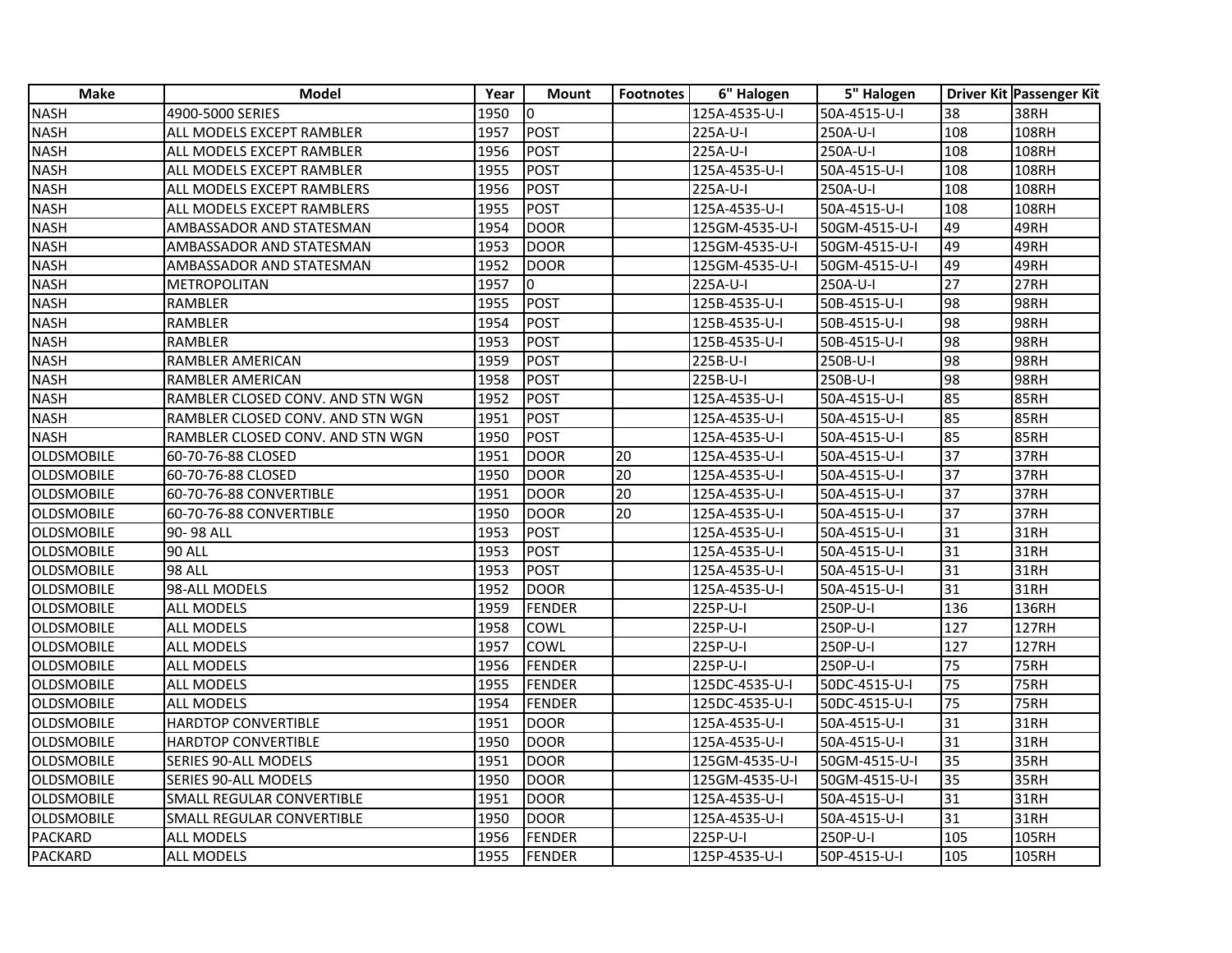| Make | Model | Year | Mount | Footnotes | 6" Halogen | 5" Halogen | Driver Kit | Passenger Kit |
|---|---|---|---|---|---|---|---|---|
| NASH | 4900-5000 SERIES | 1950 | 0 | | 125A-4535-U-I | 50A-4515-U-I | 38 | 38RH |
| NASH | ALL MODELS EXCEPT RAMBLER | 1957 | POST | | 225A-U-I | 250A-U-I | 108 | 108RH |
| NASH | ALL MODELS EXCEPT RAMBLER | 1956 | POST | | 225A-U-I | 250A-U-I | 108 | 108RH |
| NASH | ALL MODELS EXCEPT RAMBLER | 1955 | POST | | 125A-4535-U-I | 50A-4515-U-I | 108 | 108RH |
| NASH | ALL MODELS EXCEPT RAMBLERS | 1956 | POST | | 225A-U-I | 250A-U-I | 108 | 108RH |
| NASH | ALL MODELS EXCEPT RAMBLERS | 1955 | POST | | 125A-4535-U-I | 50A-4515-U-I | 108 | 108RH |
| NASH | AMBASSADOR AND STATESMAN | 1954 | DOOR | | 125GM-4535-U-I | 50GM-4515-U-I | 49 | 49RH |
| NASH | AMBASSADOR AND STATESMAN | 1953 | DOOR | | 125GM-4535-U-I | 50GM-4515-U-I | 49 | 49RH |
| NASH | AMBASSADOR AND STATESMAN | 1952 | DOOR | | 125GM-4535-U-I | 50GM-4515-U-I | 49 | 49RH |
| NASH | METROPOLITAN | 1957 | 0 | | 225A-U-I | 250A-U-I | 27 | 27RH |
| NASH | RAMBLER | 1955 | POST | | 125B-4535-U-I | 50B-4515-U-I | 98 | 98RH |
| NASH | RAMBLER | 1954 | POST | | 125B-4535-U-I | 50B-4515-U-I | 98 | 98RH |
| NASH | RAMBLER | 1953 | POST | | 125B-4535-U-I | 50B-4515-U-I | 98 | 98RH |
| NASH | RAMBLER AMERICAN | 1959 | POST | | 225B-U-I | 250B-U-I | 98 | 98RH |
| NASH | RAMBLER AMERICAN | 1958 | POST | | 225B-U-I | 250B-U-I | 98 | 98RH |
| NASH | RAMBLER CLOSED CONV. AND STN WGN | 1952 | POST | | 125A-4535-U-I | 50A-4515-U-I | 85 | 85RH |
| NASH | RAMBLER CLOSED CONV. AND STN WGN | 1951 | POST | | 125A-4535-U-I | 50A-4515-U-I | 85 | 85RH |
| NASH | RAMBLER CLOSED CONV. AND STN WGN | 1950 | POST | | 125A-4535-U-I | 50A-4515-U-I | 85 | 85RH |
| OLDSMOBILE | 60-70-76-88 CLOSED | 1951 | DOOR | 20 | 125A-4535-U-I | 50A-4515-U-I | 37 | 37RH |
| OLDSMOBILE | 60-70-76-88 CLOSED | 1950 | DOOR | 20 | 125A-4535-U-I | 50A-4515-U-I | 37 | 37RH |
| OLDSMOBILE | 60-70-76-88 CONVERTIBLE | 1951 | DOOR | 20 | 125A-4535-U-I | 50A-4515-U-I | 37 | 37RH |
| OLDSMOBILE | 60-70-76-88 CONVERTIBLE | 1950 | DOOR | 20 | 125A-4535-U-I | 50A-4515-U-I | 37 | 37RH |
| OLDSMOBILE | 90- 98 ALL | 1953 | POST | | 125A-4535-U-I | 50A-4515-U-I | 31 | 31RH |
| OLDSMOBILE | 90 ALL | 1953 | POST | | 125A-4535-U-I | 50A-4515-U-I | 31 | 31RH |
| OLDSMOBILE | 98 ALL | 1953 | POST | | 125A-4535-U-I | 50A-4515-U-I | 31 | 31RH |
| OLDSMOBILE | 98-ALL MODELS | 1952 | DOOR | | 125A-4535-U-I | 50A-4515-U-I | 31 | 31RH |
| OLDSMOBILE | ALL MODELS | 1959 | FENDER | | 225P-U-I | 250P-U-I | 136 | 136RH |
| OLDSMOBILE | ALL MODELS | 1958 | COWL | | 225P-U-I | 250P-U-I | 127 | 127RH |
| OLDSMOBILE | ALL MODELS | 1957 | COWL | | 225P-U-I | 250P-U-I | 127 | 127RH |
| OLDSMOBILE | ALL MODELS | 1956 | FENDER | | 225P-U-I | 250P-U-I | 75 | 75RH |
| OLDSMOBILE | ALL MODELS | 1955 | FENDER | | 125DC-4535-U-I | 50DC-4515-U-I | 75 | 75RH |
| OLDSMOBILE | ALL MODELS | 1954 | FENDER | | 125DC-4535-U-I | 50DC-4515-U-I | 75 | 75RH |
| OLDSMOBILE | HARDTOP CONVERTIBLE | 1951 | DOOR | | 125A-4535-U-I | 50A-4515-U-I | 31 | 31RH |
| OLDSMOBILE | HARDTOP CONVERTIBLE | 1950 | DOOR | | 125A-4535-U-I | 50A-4515-U-I | 31 | 31RH |
| OLDSMOBILE | SERIES 90-ALL MODELS | 1951 | DOOR | | 125GM-4535-U-I | 50GM-4515-U-I | 35 | 35RH |
| OLDSMOBILE | SERIES 90-ALL MODELS | 1950 | DOOR | | 125GM-4535-U-I | 50GM-4515-U-I | 35 | 35RH |
| OLDSMOBILE | SMALL REGULAR CONVERTIBLE | 1951 | DOOR | | 125A-4535-U-I | 50A-4515-U-I | 31 | 31RH |
| OLDSMOBILE | SMALL REGULAR CONVERTIBLE | 1950 | DOOR | | 125A-4535-U-I | 50A-4515-U-I | 31 | 31RH |
| PACKARD | ALL MODELS | 1956 | FENDER | | 225P-U-I | 250P-U-I | 105 | 105RH |
| PACKARD | ALL MODELS | 1955 | FENDER | | 125P-4535-U-I | 50P-4515-U-I | 105 | 105RH |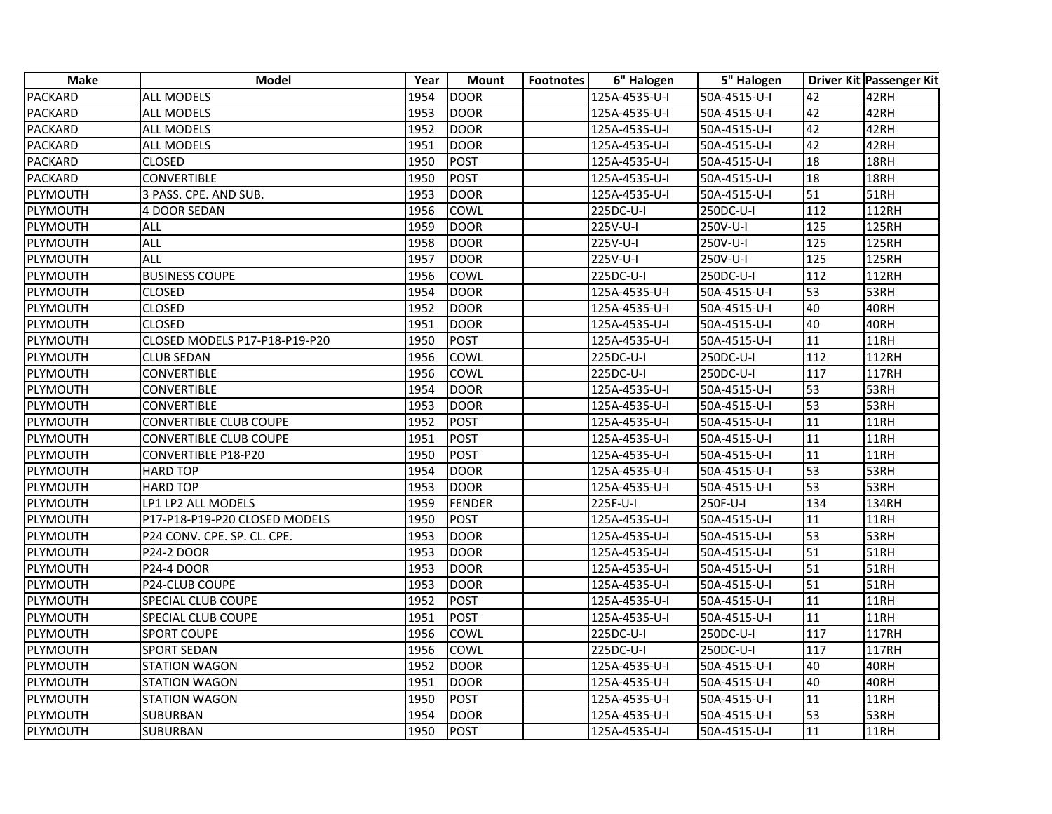| Make | Model | Year | Mount | Footnotes | 6" Halogen | 5" Halogen | Driver Kit | Passenger Kit |
|---|---|---|---|---|---|---|---|---|
| PACKARD | ALL MODELS | 1954 | DOOR | | 125A-4535-U-I | 50A-4515-U-I | 42 | 42RH |
| PACKARD | ALL MODELS | 1953 | DOOR | | 125A-4535-U-I | 50A-4515-U-I | 42 | 42RH |
| PACKARD | ALL MODELS | 1952 | DOOR | | 125A-4535-U-I | 50A-4515-U-I | 42 | 42RH |
| PACKARD | ALL MODELS | 1951 | DOOR | | 125A-4535-U-I | 50A-4515-U-I | 42 | 42RH |
| PACKARD | CLOSED | 1950 | POST | | 125A-4535-U-I | 50A-4515-U-I | 18 | 18RH |
| PACKARD | CONVERTIBLE | 1950 | POST | | 125A-4535-U-I | 50A-4515-U-I | 18 | 18RH |
| PLYMOUTH | 3 PASS. CPE. AND SUB. | 1953 | DOOR | | 125A-4535-U-I | 50A-4515-U-I | 51 | 51RH |
| PLYMOUTH | 4 DOOR SEDAN | 1956 | COWL | | 225DC-U-I | 250DC-U-I | 112 | 112RH |
| PLYMOUTH | ALL | 1959 | DOOR | | 225V-U-I | 250V-U-I | 125 | 125RH |
| PLYMOUTH | ALL | 1958 | DOOR | | 225V-U-I | 250V-U-I | 125 | 125RH |
| PLYMOUTH | ALL | 1957 | DOOR | | 225V-U-I | 250V-U-I | 125 | 125RH |
| PLYMOUTH | BUSINESS COUPE | 1956 | COWL | | 225DC-U-I | 250DC-U-I | 112 | 112RH |
| PLYMOUTH | CLOSED | 1954 | DOOR | | 125A-4535-U-I | 50A-4515-U-I | 53 | 53RH |
| PLYMOUTH | CLOSED | 1952 | DOOR | | 125A-4535-U-I | 50A-4515-U-I | 40 | 40RH |
| PLYMOUTH | CLOSED | 1951 | DOOR | | 125A-4535-U-I | 50A-4515-U-I | 40 | 40RH |
| PLYMOUTH | CLOSED MODELS P17-P18-P19-P20 | 1950 | POST | | 125A-4535-U-I | 50A-4515-U-I | 11 | 11RH |
| PLYMOUTH | CLUB SEDAN | 1956 | COWL | | 225DC-U-I | 250DC-U-I | 112 | 112RH |
| PLYMOUTH | CONVERTIBLE | 1956 | COWL | | 225DC-U-I | 250DC-U-I | 117 | 117RH |
| PLYMOUTH | CONVERTIBLE | 1954 | DOOR | | 125A-4535-U-I | 50A-4515-U-I | 53 | 53RH |
| PLYMOUTH | CONVERTIBLE | 1953 | DOOR | | 125A-4535-U-I | 50A-4515-U-I | 53 | 53RH |
| PLYMOUTH | CONVERTIBLE CLUB COUPE | 1952 | POST | | 125A-4535-U-I | 50A-4515-U-I | 11 | 11RH |
| PLYMOUTH | CONVERTIBLE CLUB COUPE | 1951 | POST | | 125A-4535-U-I | 50A-4515-U-I | 11 | 11RH |
| PLYMOUTH | CONVERTIBLE P18-P20 | 1950 | POST | | 125A-4535-U-I | 50A-4515-U-I | 11 | 11RH |
| PLYMOUTH | HARD TOP | 1954 | DOOR | | 125A-4535-U-I | 50A-4515-U-I | 53 | 53RH |
| PLYMOUTH | HARD TOP | 1953 | DOOR | | 125A-4535-U-I | 50A-4515-U-I | 53 | 53RH |
| PLYMOUTH | LP1 LP2 ALL MODELS | 1959 | FENDER | | 225F-U-I | 250F-U-I | 134 | 134RH |
| PLYMOUTH | P17-P18-P19-P20 CLOSED MODELS | 1950 | POST | | 125A-4535-U-I | 50A-4515-U-I | 11 | 11RH |
| PLYMOUTH | P24 CONV. CPE. SP. CL. CPE. | 1953 | DOOR | | 125A-4535-U-I | 50A-4515-U-I | 53 | 53RH |
| PLYMOUTH | P24-2 DOOR | 1953 | DOOR | | 125A-4535-U-I | 50A-4515-U-I | 51 | 51RH |
| PLYMOUTH | P24-4 DOOR | 1953 | DOOR | | 125A-4535-U-I | 50A-4515-U-I | 51 | 51RH |
| PLYMOUTH | P24-CLUB COUPE | 1953 | DOOR | | 125A-4535-U-I | 50A-4515-U-I | 51 | 51RH |
| PLYMOUTH | SPECIAL CLUB COUPE | 1952 | POST | | 125A-4535-U-I | 50A-4515-U-I | 11 | 11RH |
| PLYMOUTH | SPECIAL CLUB COUPE | 1951 | POST | | 125A-4535-U-I | 50A-4515-U-I | 11 | 11RH |
| PLYMOUTH | SPORT COUPE | 1956 | COWL | | 225DC-U-I | 250DC-U-I | 117 | 117RH |
| PLYMOUTH | SPORT SEDAN | 1956 | COWL | | 225DC-U-I | 250DC-U-I | 117 | 117RH |
| PLYMOUTH | STATION WAGON | 1952 | DOOR | | 125A-4535-U-I | 50A-4515-U-I | 40 | 40RH |
| PLYMOUTH | STATION WAGON | 1951 | DOOR | | 125A-4535-U-I | 50A-4515-U-I | 40 | 40RH |
| PLYMOUTH | STATION WAGON | 1950 | POST | | 125A-4535-U-I | 50A-4515-U-I | 11 | 11RH |
| PLYMOUTH | SUBURBAN | 1954 | DOOR | | 125A-4535-U-I | 50A-4515-U-I | 53 | 53RH |
| PLYMOUTH | SUBURBAN | 1950 | POST | | 125A-4535-U-I | 50A-4515-U-I | 11 | 11RH |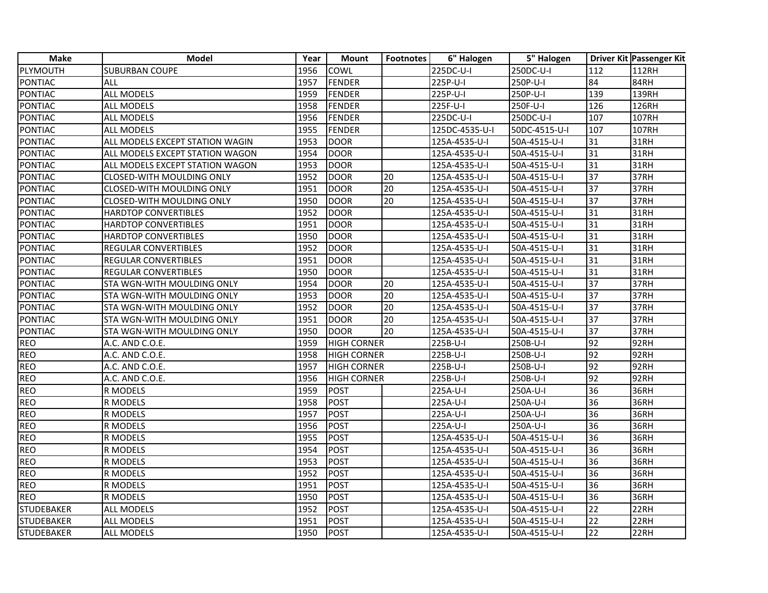| Make | Model | Year | Mount | Footnotes | 6" Halogen | 5" Halogen | Driver Kit | Passenger Kit |
|---|---|---|---|---|---|---|---|---|
| PLYMOUTH | SUBURBAN COUPE | 1956 | COWL | | 225DC-U-I | 250DC-U-I | 112 | 112RH |
| PONTIAC | ALL | 1957 | FENDER | | 225P-U-I | 250P-U-I | 84 | 84RH |
| PONTIAC | ALL MODELS | 1959 | FENDER | | 225P-U-I | 250P-U-I | 139 | 139RH |
| PONTIAC | ALL MODELS | 1958 | FENDER | | 225F-U-I | 250F-U-I | 126 | 126RH |
| PONTIAC | ALL MODELS | 1956 | FENDER | | 225DC-U-I | 250DC-U-I | 107 | 107RH |
| PONTIAC | ALL MODELS | 1955 | FENDER | | 125DC-4535-U-I | 50DC-4515-U-I | 107 | 107RH |
| PONTIAC | ALL MODELS EXCEPT STATION WAGIN | 1953 | DOOR | | 125A-4535-U-I | 50A-4515-U-I | 31 | 31RH |
| PONTIAC | ALL MODELS EXCEPT STATION WAGON | 1954 | DOOR | | 125A-4535-U-I | 50A-4515-U-I | 31 | 31RH |
| PONTIAC | ALL MODELS EXCEPT STATION WAGON | 1953 | DOOR | | 125A-4535-U-I | 50A-4515-U-I | 31 | 31RH |
| PONTIAC | CLOSED-WITH MOULDING ONLY | 1952 | DOOR | 20 | 125A-4535-U-I | 50A-4515-U-I | 37 | 37RH |
| PONTIAC | CLOSED-WITH MOULDING ONLY | 1951 | DOOR | 20 | 125A-4535-U-I | 50A-4515-U-I | 37 | 37RH |
| PONTIAC | CLOSED-WITH MOULDING ONLY | 1950 | DOOR | 20 | 125A-4535-U-I | 50A-4515-U-I | 37 | 37RH |
| PONTIAC | HARDTOP CONVERTIBLES | 1952 | DOOR | | 125A-4535-U-I | 50A-4515-U-I | 31 | 31RH |
| PONTIAC | HARDTOP CONVERTIBLES | 1951 | DOOR | | 125A-4535-U-I | 50A-4515-U-I | 31 | 31RH |
| PONTIAC | HARDTOP CONVERTIBLES | 1950 | DOOR | | 125A-4535-U-I | 50A-4515-U-I | 31 | 31RH |
| PONTIAC | REGULAR CONVERTIBLES | 1952 | DOOR | | 125A-4535-U-I | 50A-4515-U-I | 31 | 31RH |
| PONTIAC | REGULAR CONVERTIBLES | 1951 | DOOR | | 125A-4535-U-I | 50A-4515-U-I | 31 | 31RH |
| PONTIAC | REGULAR CONVERTIBLES | 1950 | DOOR | | 125A-4535-U-I | 50A-4515-U-I | 31 | 31RH |
| PONTIAC | STA WGN-WITH MOULDING ONLY | 1954 | DOOR | 20 | 125A-4535-U-I | 50A-4515-U-I | 37 | 37RH |
| PONTIAC | STA WGN-WITH MOULDING ONLY | 1953 | DOOR | 20 | 125A-4535-U-I | 50A-4515-U-I | 37 | 37RH |
| PONTIAC | STA WGN-WITH MOULDING ONLY | 1952 | DOOR | 20 | 125A-4535-U-I | 50A-4515-U-I | 37 | 37RH |
| PONTIAC | STA WGN-WITH MOULDING ONLY | 1951 | DOOR | 20 | 125A-4535-U-I | 50A-4515-U-I | 37 | 37RH |
| PONTIAC | STA WGN-WITH MOULDING ONLY | 1950 | DOOR | 20 | 125A-4535-U-I | 50A-4515-U-I | 37 | 37RH |
| REO | A.C. AND C.O.E. | 1959 | HIGH CORNER | | 225B-U-I | 250B-U-I | 92 | 92RH |
| REO | A.C. AND C.O.E. | 1958 | HIGH CORNER | | 225B-U-I | 250B-U-I | 92 | 92RH |
| REO | A.C. AND C.O.E. | 1957 | HIGH CORNER | | 225B-U-I | 250B-U-I | 92 | 92RH |
| REO | A.C. AND C.O.E. | 1956 | HIGH CORNER | | 225B-U-I | 250B-U-I | 92 | 92RH |
| REO | R MODELS | 1959 | POST | | 225A-U-I | 250A-U-I | 36 | 36RH |
| REO | R MODELS | 1958 | POST | | 225A-U-I | 250A-U-I | 36 | 36RH |
| REO | R MODELS | 1957 | POST | | 225A-U-I | 250A-U-I | 36 | 36RH |
| REO | R MODELS | 1956 | POST | | 225A-U-I | 250A-U-I | 36 | 36RH |
| REO | R MODELS | 1955 | POST | | 125A-4535-U-I | 50A-4515-U-I | 36 | 36RH |
| REO | R MODELS | 1954 | POST | | 125A-4535-U-I | 50A-4515-U-I | 36 | 36RH |
| REO | R MODELS | 1953 | POST | | 125A-4535-U-I | 50A-4515-U-I | 36 | 36RH |
| REO | R MODELS | 1952 | POST | | 125A-4535-U-I | 50A-4515-U-I | 36 | 36RH |
| REO | R MODELS | 1951 | POST | | 125A-4535-U-I | 50A-4515-U-I | 36 | 36RH |
| REO | R MODELS | 1950 | POST | | 125A-4535-U-I | 50A-4515-U-I | 36 | 36RH |
| STUDEBAKER | ALL MODELS | 1952 | POST | | 125A-4535-U-I | 50A-4515-U-I | 22 | 22RH |
| STUDEBAKER | ALL MODELS | 1951 | POST | | 125A-4535-U-I | 50A-4515-U-I | 22 | 22RH |
| STUDEBAKER | ALL MODELS | 1950 | POST | | 125A-4535-U-I | 50A-4515-U-I | 22 | 22RH |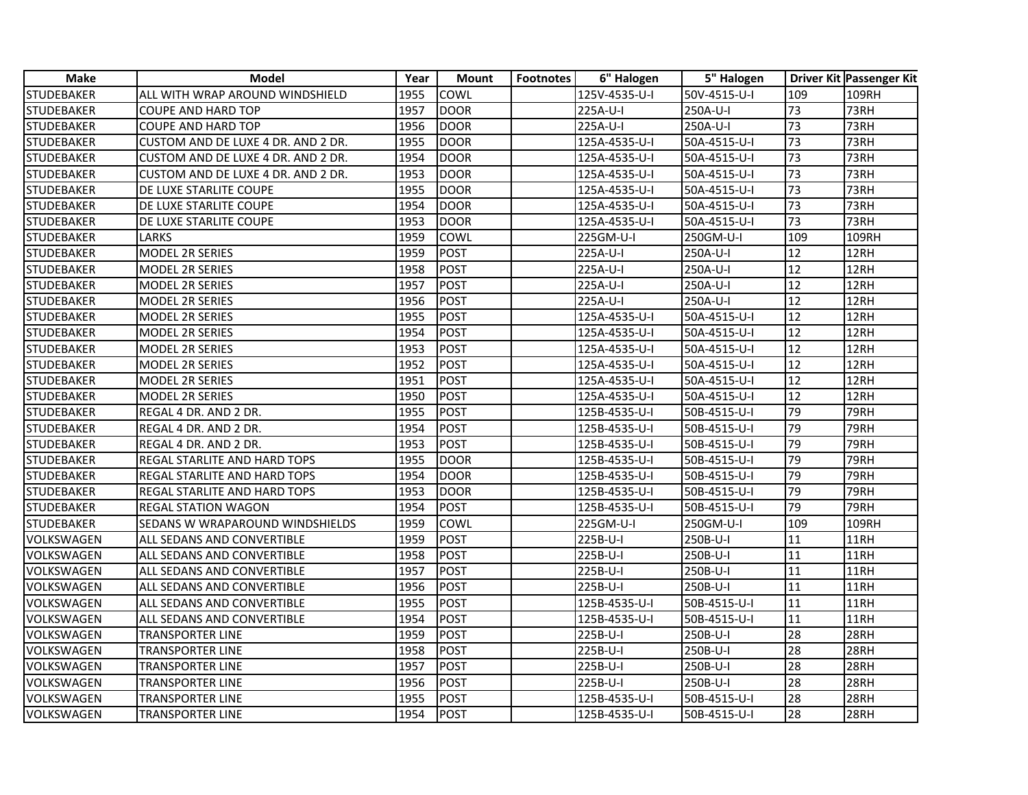| Make | Model | Year | Mount | Footnotes | 6" Halogen | 5" Halogen | Driver Kit | Passenger Kit |
|---|---|---|---|---|---|---|---|---|
| STUDEBAKER | ALL WITH WRAP AROUND WINDSHIELD | 1955 | COWL | | 125V-4535-U-I | 50V-4515-U-I | 109 | 109RH |
| STUDEBAKER | COUPE AND HARD TOP | 1957 | DOOR | | 225A-U-I | 250A-U-I | 73 | 73RH |
| STUDEBAKER | COUPE AND HARD TOP | 1956 | DOOR | | 225A-U-I | 250A-U-I | 73 | 73RH |
| STUDEBAKER | CUSTOM AND DE LUXE 4 DR. AND 2 DR. | 1955 | DOOR | | 125A-4535-U-I | 50A-4515-U-I | 73 | 73RH |
| STUDEBAKER | CUSTOM AND DE LUXE 4 DR. AND 2 DR. | 1954 | DOOR | | 125A-4535-U-I | 50A-4515-U-I | 73 | 73RH |
| STUDEBAKER | CUSTOM AND DE LUXE 4 DR. AND 2 DR. | 1953 | DOOR | | 125A-4535-U-I | 50A-4515-U-I | 73 | 73RH |
| STUDEBAKER | DE LUXE STARLITE COUPE | 1955 | DOOR | | 125A-4535-U-I | 50A-4515-U-I | 73 | 73RH |
| STUDEBAKER | DE LUXE STARLITE COUPE | 1954 | DOOR | | 125A-4535-U-I | 50A-4515-U-I | 73 | 73RH |
| STUDEBAKER | DE LUXE STARLITE COUPE | 1953 | DOOR | | 125A-4535-U-I | 50A-4515-U-I | 73 | 73RH |
| STUDEBAKER | LARKS | 1959 | COWL | | 225GM-U-I | 250GM-U-I | 109 | 109RH |
| STUDEBAKER | MODEL 2R SERIES | 1959 | POST | | 225A-U-I | 250A-U-I | 12 | 12RH |
| STUDEBAKER | MODEL 2R SERIES | 1958 | POST | | 225A-U-I | 250A-U-I | 12 | 12RH |
| STUDEBAKER | MODEL 2R SERIES | 1957 | POST | | 225A-U-I | 250A-U-I | 12 | 12RH |
| STUDEBAKER | MODEL 2R SERIES | 1956 | POST | | 225A-U-I | 250A-U-I | 12 | 12RH |
| STUDEBAKER | MODEL 2R SERIES | 1955 | POST | | 125A-4535-U-I | 50A-4515-U-I | 12 | 12RH |
| STUDEBAKER | MODEL 2R SERIES | 1954 | POST | | 125A-4535-U-I | 50A-4515-U-I | 12 | 12RH |
| STUDEBAKER | MODEL 2R SERIES | 1953 | POST | | 125A-4535-U-I | 50A-4515-U-I | 12 | 12RH |
| STUDEBAKER | MODEL 2R SERIES | 1952 | POST | | 125A-4535-U-I | 50A-4515-U-I | 12 | 12RH |
| STUDEBAKER | MODEL 2R SERIES | 1951 | POST | | 125A-4535-U-I | 50A-4515-U-I | 12 | 12RH |
| STUDEBAKER | MODEL 2R SERIES | 1950 | POST | | 125A-4535-U-I | 50A-4515-U-I | 12 | 12RH |
| STUDEBAKER | REGAL 4 DR. AND 2 DR. | 1955 | POST | | 125B-4535-U-I | 50B-4515-U-I | 79 | 79RH |
| STUDEBAKER | REGAL 4 DR. AND 2 DR. | 1954 | POST | | 125B-4535-U-I | 50B-4515-U-I | 79 | 79RH |
| STUDEBAKER | REGAL 4 DR. AND 2 DR. | 1953 | POST | | 125B-4535-U-I | 50B-4515-U-I | 79 | 79RH |
| STUDEBAKER | REGAL STARLITE AND HARD TOPS | 1955 | DOOR | | 125B-4535-U-I | 50B-4515-U-I | 79 | 79RH |
| STUDEBAKER | REGAL STARLITE AND HARD TOPS | 1954 | DOOR | | 125B-4535-U-I | 50B-4515-U-I | 79 | 79RH |
| STUDEBAKER | REGAL STARLITE AND HARD TOPS | 1953 | DOOR | | 125B-4535-U-I | 50B-4515-U-I | 79 | 79RH |
| STUDEBAKER | REGAL STATION WAGON | 1954 | POST | | 125B-4535-U-I | 50B-4515-U-I | 79 | 79RH |
| STUDEBAKER | SEDANS W WRAPAROUND WINDSHIELDS | 1959 | COWL | | 225GM-U-I | 250GM-U-I | 109 | 109RH |
| VOLKSWAGEN | ALL SEDANS AND CONVERTIBLE | 1959 | POST | | 225B-U-I | 250B-U-I | 11 | 11RH |
| VOLKSWAGEN | ALL SEDANS AND CONVERTIBLE | 1958 | POST | | 225B-U-I | 250B-U-I | 11 | 11RH |
| VOLKSWAGEN | ALL SEDANS AND CONVERTIBLE | 1957 | POST | | 225B-U-I | 250B-U-I | 11 | 11RH |
| VOLKSWAGEN | ALL SEDANS AND CONVERTIBLE | 1956 | POST | | 225B-U-I | 250B-U-I | 11 | 11RH |
| VOLKSWAGEN | ALL SEDANS AND CONVERTIBLE | 1955 | POST | | 125B-4535-U-I | 50B-4515-U-I | 11 | 11RH |
| VOLKSWAGEN | ALL SEDANS AND CONVERTIBLE | 1954 | POST | | 125B-4535-U-I | 50B-4515-U-I | 11 | 11RH |
| VOLKSWAGEN | TRANSPORTER LINE | 1959 | POST | | 225B-U-I | 250B-U-I | 28 | 28RH |
| VOLKSWAGEN | TRANSPORTER LINE | 1958 | POST | | 225B-U-I | 250B-U-I | 28 | 28RH |
| VOLKSWAGEN | TRANSPORTER LINE | 1957 | POST | | 225B-U-I | 250B-U-I | 28 | 28RH |
| VOLKSWAGEN | TRANSPORTER LINE | 1956 | POST | | 225B-U-I | 250B-U-I | 28 | 28RH |
| VOLKSWAGEN | TRANSPORTER LINE | 1955 | POST | | 125B-4535-U-I | 50B-4515-U-I | 28 | 28RH |
| VOLKSWAGEN | TRANSPORTER LINE | 1954 | POST | | 125B-4535-U-I | 50B-4515-U-I | 28 | 28RH |